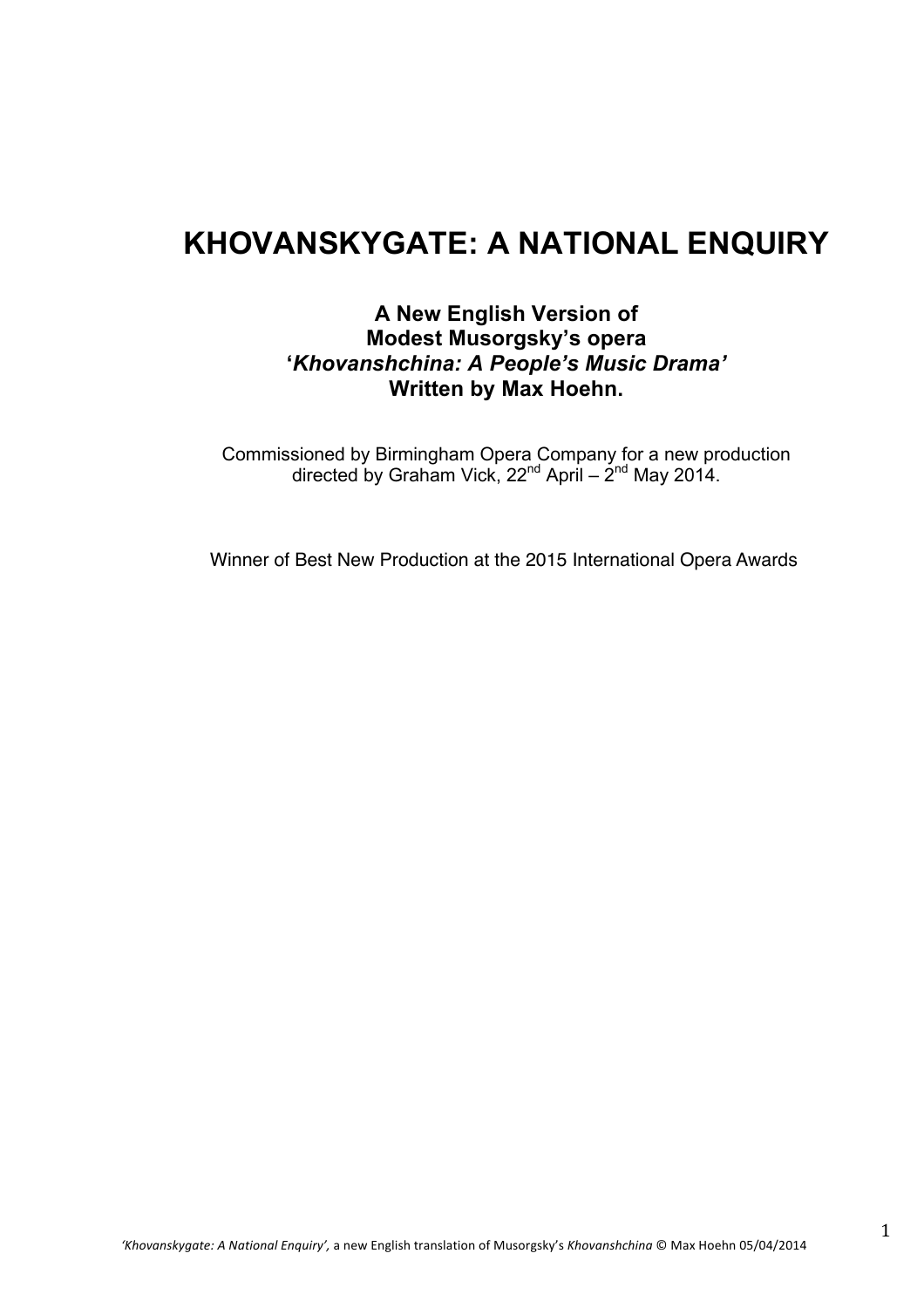# KHOVANSKYGATE: A NATIONAL ENQUIRY

**A New English Version of**
**Modest Musorgsky's opera**
**'*Khovanshchina: A People's Music Drama*'**
**Written by Max Hoehn.**

Commissioned by Birmingham Opera Company for a new production directed by Graham Vick, 22nd April – 2nd May 2014.

Winner of Best New Production at the 2015 International Opera Awards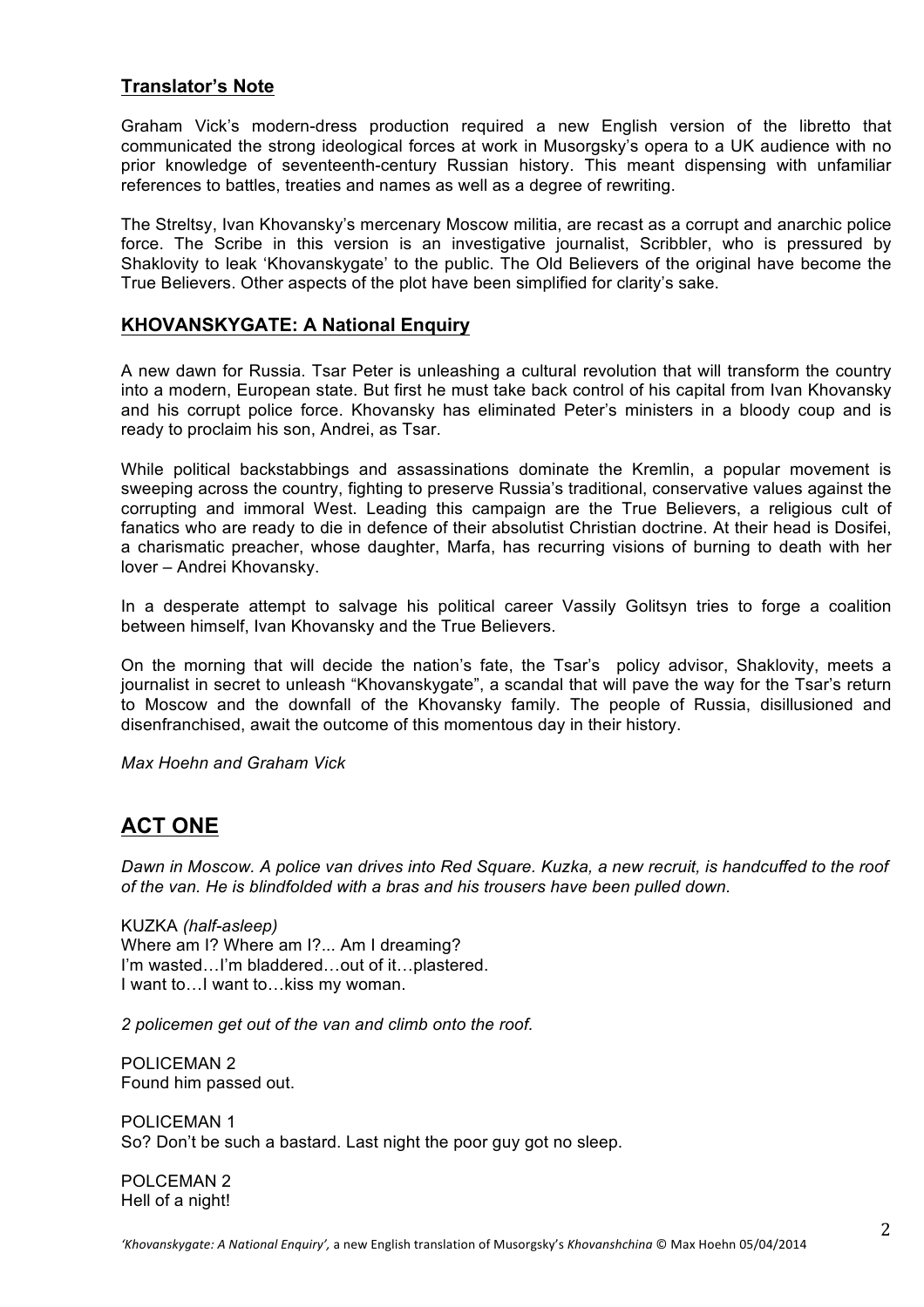## Translator's Note

Graham Vick's modern-dress production required a new English version of the libretto that communicated the strong ideological forces at work in Musorgsky's opera to a UK audience with no prior knowledge of seventeenth-century Russian history. This meant dispensing with unfamiliar references to battles, treaties and names as well as a degree of rewriting.

The Streltsy, Ivan Khovansky's mercenary Moscow militia, are recast as a corrupt and anarchic police force. The Scribe in this version is an investigative journalist, Scribbler, who is pressured by Shaklovity to leak 'Khovanskygate' to the public. The Old Believers of the original have become the True Believers. Other aspects of the plot have been simplified for clarity's sake.

## KHOVANSKYGATE: A National Enquiry

A new dawn for Russia. Tsar Peter is unleashing a cultural revolution that will transform the country into a modern, European state. But first he must take back control of his capital from Ivan Khovansky and his corrupt police force. Khovansky has eliminated Peter's ministers in a bloody coup and is ready to proclaim his son, Andrei, as Tsar.

While political backstabbings and assassinations dominate the Kremlin, a popular movement is sweeping across the country, fighting to preserve Russia's traditional, conservative values against the corrupting and immoral West. Leading this campaign are the True Believers, a religious cult of fanatics who are ready to die in defence of their absolutist Christian doctrine. At their head is Dosifei, a charismatic preacher, whose daughter, Marfa, has recurring visions of burning to death with her lover – Andrei Khovansky.

In a desperate attempt to salvage his political career Vassily Golitsyn tries to forge a coalition between himself, Ivan Khovansky and the True Believers.

On the morning that will decide the nation's fate, the Tsar's policy advisor, Shaklovity, meets a journalist in secret to unleash "Khovanskygate", a scandal that will pave the way for the Tsar's return to Moscow and the downfall of the Khovansky family. The people of Russia, disillusioned and disenfranchised, await the outcome of this momentous day in their history.

*Max Hoehn and Graham Vick*

# ACT ONE

*Dawn in Moscow. A police van drives into Red Square. Kuzka, a new recruit, is handcuffed to the roof of the van. He is blindfolded with a bras and his trousers have been pulled down.*

KUZKA *(half-asleep)*
Where am I? Where am I?... Am I dreaming?
I'm wasted…I'm bladdered…out of it…plastered.
I want to…I want to…kiss my woman.

*2 policemen get out of the van and climb onto the roof.*

POLICEMAN 2
Found him passed out.

POLICEMAN 1
So? Don't be such a bastard. Last night the poor guy got no sleep.

POLCEMAN 2
Hell of a night!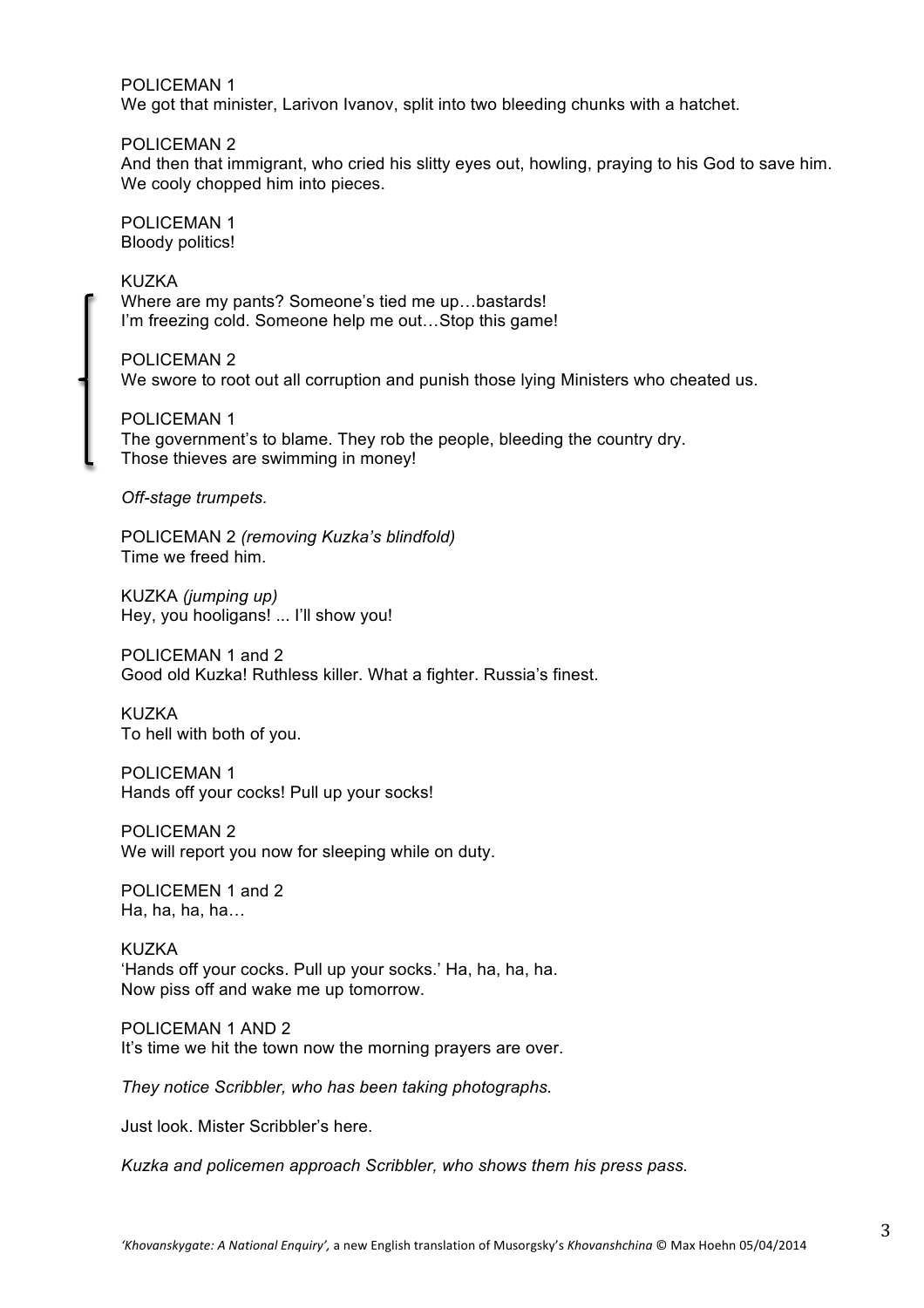POLICEMAN 1
We got that minister, Larivon Ivanov, split into two bleeding chunks with a hatchet.

POLICEMAN 2
And then that immigrant, who cried his slitty eyes out, howling, praying to his God to save him.
We cooly chopped him into pieces.

POLICEMAN 1
Bloody politics!

KUZKA
Where are my pants? Someone's tied me up…bastards!
I'm freezing cold. Someone help me out…Stop this game!

POLICEMAN 2
We swore to root out all corruption and punish those lying Ministers who cheated us.

POLICEMAN 1
The government's to blame. They rob the people, bleeding the country dry.
Those thieves are swimming in money!

*Off-stage trumpets.*

POLICEMAN 2 *(removing Kuzka's blindfold)*
Time we freed him.

KUZKA *(jumping up)*
Hey, you hooligans! ... I'll show you!

POLICEMAN 1 and 2
Good old Kuzka! Ruthless killer. What a fighter. Russia's finest.

KUZKA
To hell with both of you.

POLICEMAN 1
Hands off your cocks! Pull up your socks!

POLICEMAN 2
We will report you now for sleeping while on duty.

POLICEMEN 1 and 2
Ha, ha, ha, ha…

KUZKA
'Hands off your cocks. Pull up your socks.' Ha, ha, ha, ha.
Now piss off and wake me up tomorrow.

POLICEMAN 1 AND 2
It's time we hit the town now the morning prayers are over.

*They notice Scribbler, who has been taking photographs.*

Just look. Mister Scribbler's here.

*Kuzka and policemen approach Scribbler, who shows them his press pass.*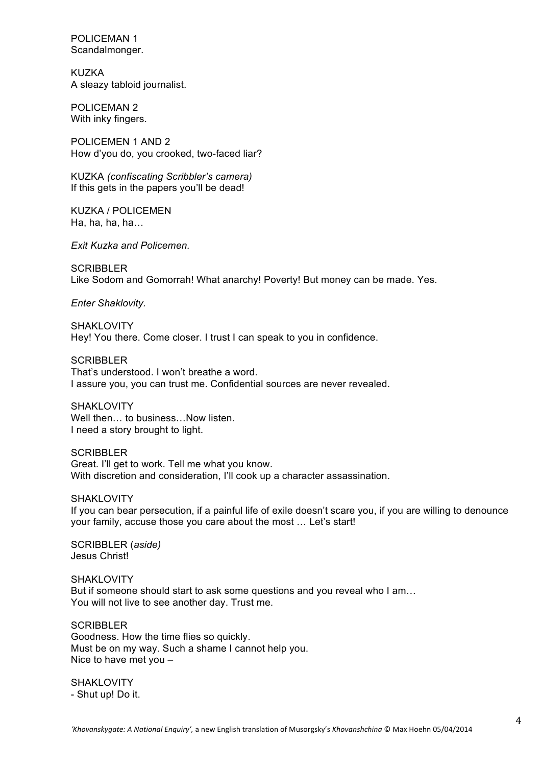POLICEMAN 1
Scandalmonger.

KUZKA
A sleazy tabloid journalist.

POLICEMAN 2
With inky fingers.

POLICEMEN 1 AND 2
How d'you do, you crooked, two-faced liar?

KUZKA *(confiscating Scribbler's camera)*
If this gets in the papers you'll be dead!

KUZKA / POLICEMEN
Ha, ha, ha, ha…

*Exit Kuzka and Policemen.*

SCRIBBLER
Like Sodom and Gomorrah! What anarchy! Poverty! But money can be made. Yes.

*Enter Shaklovity.*

SHAKLOVITY
Hey! You there. Come closer. I trust I can speak to you in confidence.

SCRIBBLER
That's understood. I won't breathe a word.
I assure you, you can trust me. Confidential sources are never revealed.

SHAKLOVITY
Well then… to business…Now listen.
I need a story brought to light.

SCRIBBLER
Great. I'll get to work. Tell me what you know.
With discretion and consideration, I'll cook up a character assassination.

SHAKLOVITY
If you can bear persecution, if a painful life of exile doesn't scare you, if you are willing to denounce your family, accuse those you care about the most … Let's start!

SCRIBBLER (*aside)*
Jesus Christ!

SHAKLOVITY
But if someone should start to ask some questions and you reveal who I am…
You will not live to see another day. Trust me.

SCRIBBLER
Goodness. How the time flies so quickly.
Must be on my way. Such a shame I cannot help you.
Nice to have met you –

SHAKLOVITY
- Shut up! Do it.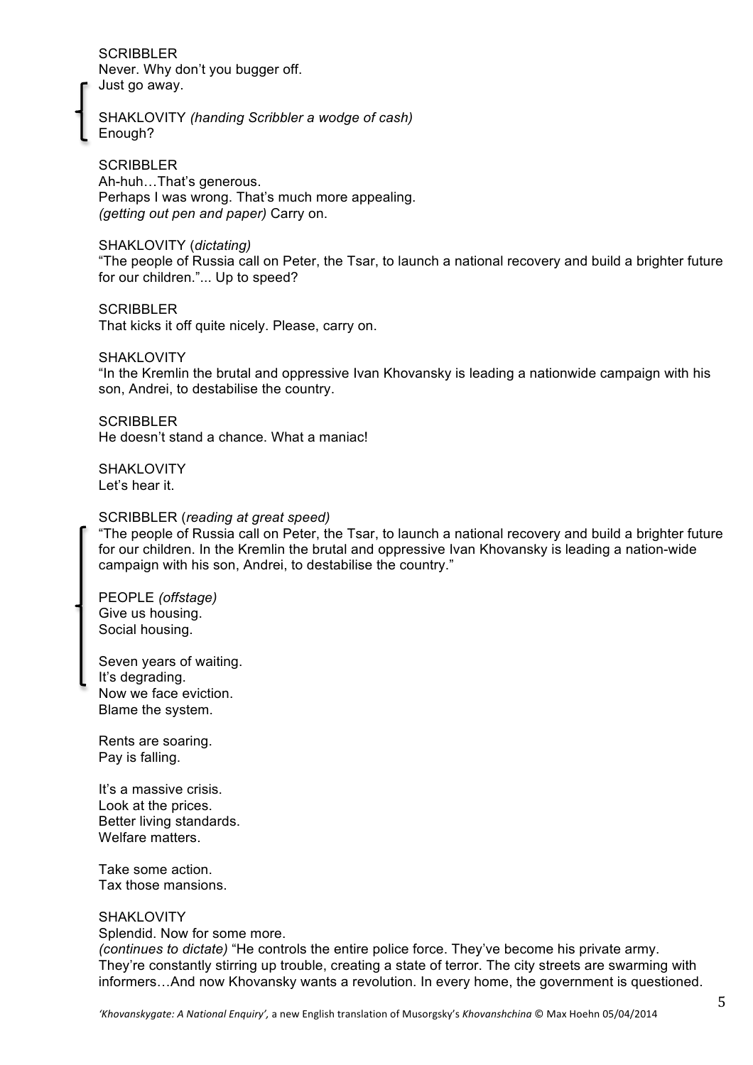SCRIBBLER
Never. Why don't you bugger off.
Just go away.

SHAKLOVITY *(handing Scribbler a wodge of cash)*
Enough?

SCRIBBLER
Ah-huh…That's generous.
Perhaps I was wrong. That's much more appealing.
*(getting out pen and paper)* Carry on.

SHAKLOVITY (*dictating)*
"The people of Russia call on Peter, the Tsar, to launch a national recovery and build a brighter future for our children."... Up to speed?

SCRIBBLER
That kicks it off quite nicely. Please, carry on.

SHAKLOVITY
"In the Kremlin the brutal and oppressive Ivan Khovansky is leading a nationwide campaign with his son, Andrei, to destabilise the country.

SCRIBBLER
He doesn't stand a chance. What a maniac!

SHAKLOVITY
Let's hear it.

SCRIBBLER (*reading at great speed)*
"The people of Russia call on Peter, the Tsar, to launch a national recovery and build a brighter future for our children. In the Kremlin the brutal and oppressive Ivan Khovansky is leading a nation-wide campaign with his son, Andrei, to destabilise the country."

PEOPLE *(offstage)*
Give us housing.
Social housing.

Seven years of waiting.
It's degrading.
Now we face eviction.
Blame the system.

Rents are soaring.
Pay is falling.

It's a massive crisis.
Look at the prices.
Better living standards.
Welfare matters.

Take some action.
Tax those mansions.

SHAKLOVITY
Splendid. Now for some more.
*(continues to dictate)* "He controls the entire police force. They've become his private army. They're constantly stirring up trouble, creating a state of terror. The city streets are swarming with informers…And now Khovansky wants a revolution. In every home, the government is questioned.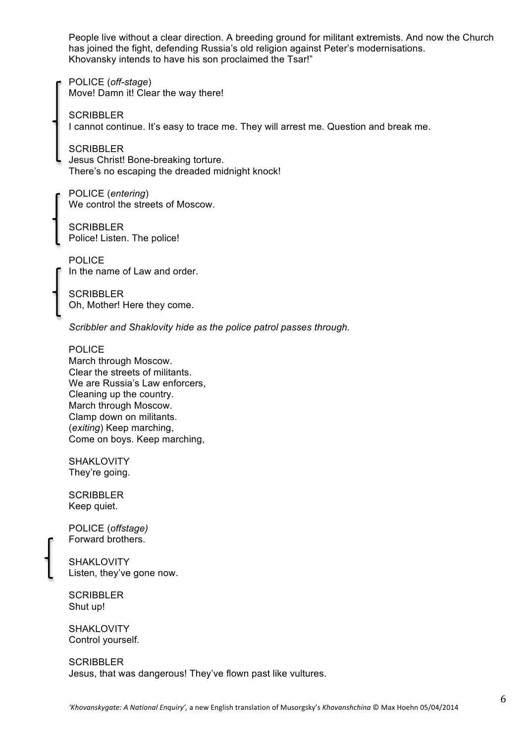People live without a clear direction. A breeding ground for militant extremists. And now the Church has joined the fight, defending Russia's old religion against Peter's modernisations. Khovansky intends to have his son proclaimed the Tsar!"

POLICE (*off-stage*)
Move! Damn it! Clear the way there!

SCRIBBLER
I cannot continue. It's easy to trace me. They will arrest me. Question and break me.

SCRIBBLER
Jesus Christ! Bone-breaking torture.
There's no escaping the dreaded midnight knock!

POLICE (*entering*)
We control the streets of Moscow.

SCRIBBLER
Police! Listen. The police!

POLICE
In the name of Law and order.

SCRIBBLER
Oh, Mother! Here they come.

*Scribbler and Shaklovity hide as the police patrol passes through.*

POLICE
March through Moscow.
Clear the streets of militants.
We are Russia's Law enforcers,
Cleaning up the country.
March through Moscow.
Clamp down on militants.
(*exiting*) Keep marching,
Come on boys. Keep marching,

SHAKLOVITY
They're going.

SCRIBBLER
Keep quiet.

POLICE (*offstage*)
Forward brothers.

SHAKLOVITY
Listen, they've gone now.

SCRIBBLER
Shut up!

SHAKLOVITY
Control yourself.

SCRIBBLER
Jesus, that was dangerous! They've flown past like vultures.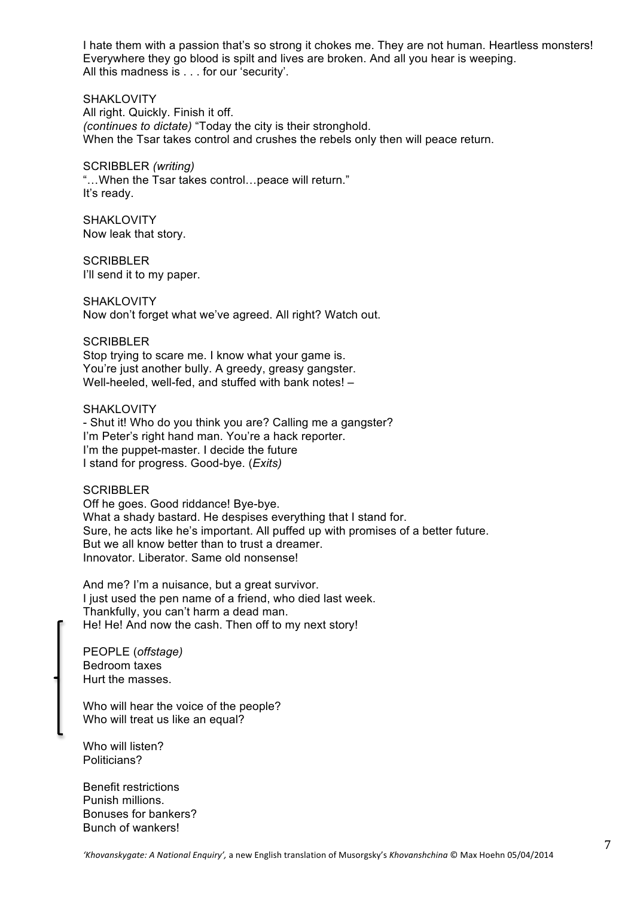I hate them with a passion that's so strong it chokes me. They are not human. Heartless monsters!
Everywhere they go blood is spilt and lives are broken. And all you hear is weeping.
All this madness is . . . for our 'security'.

SHAKLOVITY
All right. Quickly. Finish it off.
*(continues to dictate)* "Today the city is their stronghold.
When the Tsar takes control and crushes the rebels only then will peace return.

SCRIBBLER *(writing)*
"…When the Tsar takes control…peace will return."
It's ready.

SHAKLOVITY
Now leak that story.

SCRIBBLER
I'll send it to my paper.

SHAKLOVITY
Now don't forget what we've agreed. All right? Watch out.

SCRIBBLER
Stop trying to scare me. I know what your game is.
You're just another bully. A greedy, greasy gangster.
Well-heeled, well-fed, and stuffed with bank notes! –

SHAKLOVITY
- Shut it! Who do you think you are? Calling me a gangster?
I'm Peter's right hand man. You're a hack reporter.
I'm the puppet-master. I decide the future
I stand for progress. Good-bye. (*Exits)*

SCRIBBLER
Off he goes. Good riddance! Bye-bye.
What a shady bastard. He despises everything that I stand for.
Sure, he acts like he's important. All puffed up with promises of a better future.
But we all know better than to trust a dreamer.
Innovator. Liberator. Same old nonsense!

And me? I'm a nuisance, but a great survivor.
I just used the pen name of a friend, who died last week.
Thankfully, you can't harm a dead man.
He! He! And now the cash. Then off to my next story!

PEOPLE (*offstage)*
Bedroom taxes
Hurt the masses.

Who will hear the voice of the people?
Who will treat us like an equal?

Who will listen?
Politicians?

Benefit restrictions
Punish millions.
Bonuses for bankers?
Bunch of wankers!

*'Khovanskygate: A National Enquiry',* a new English translation of Musorgsky's *Khovanshchina* © Max Hoehn 05/04/2014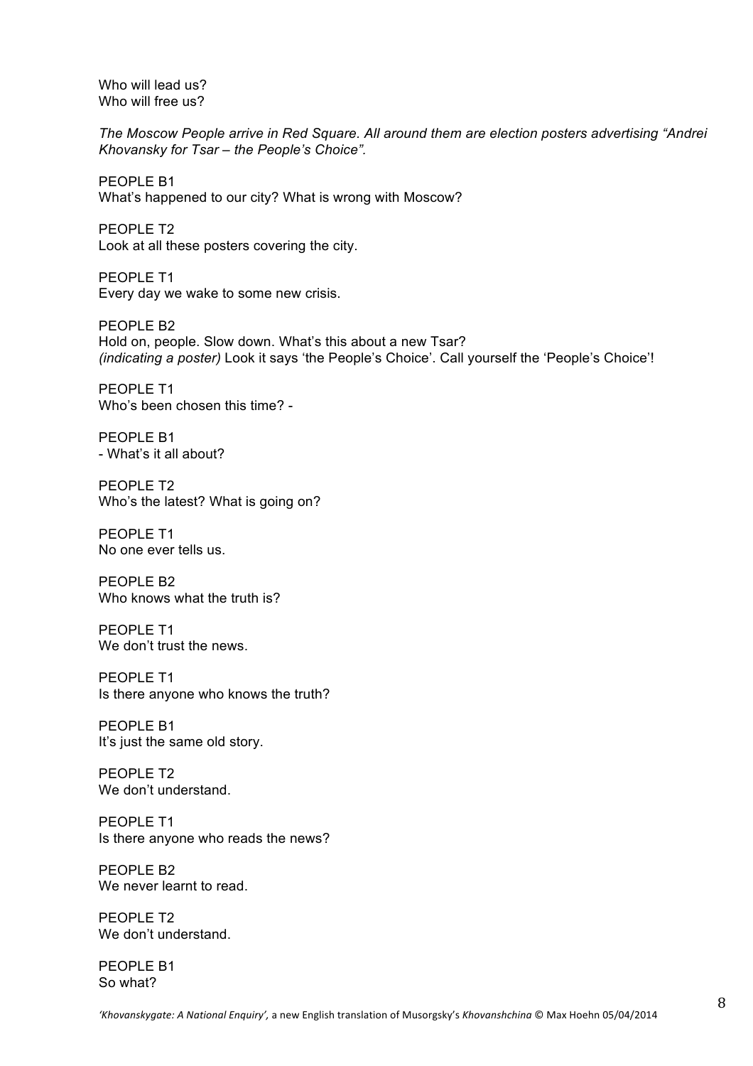Who will lead us?
Who will free us?

*The Moscow People arrive in Red Square. All around them are election posters advertising "Andrei Khovansky for Tsar – the People's Choice".*

PEOPLE B1
What's happened to our city? What is wrong with Moscow?

PEOPLE T2
Look at all these posters covering the city.

PEOPLE T1
Every day we wake to some new crisis.

PEOPLE B2
Hold on, people. Slow down. What's this about a new Tsar?
*(indicating a poster)* Look it says 'the People's Choice'. Call yourself the 'People's Choice'!

PEOPLE T1
Who's been chosen this time? -

PEOPLE B1
- What's it all about?

PEOPLE T2
Who's the latest? What is going on?

PEOPLE T1
No one ever tells us.

PEOPLE B2
Who knows what the truth is?

PEOPLE T1
We don't trust the news.

PEOPLE T1
Is there anyone who knows the truth?

PEOPLE B1
It's just the same old story.

PEOPLE T2
We don't understand.

PEOPLE T1
Is there anyone who reads the news?

PEOPLE B2
We never learnt to read.

PEOPLE T2
We don't understand.

PEOPLE B1
So what?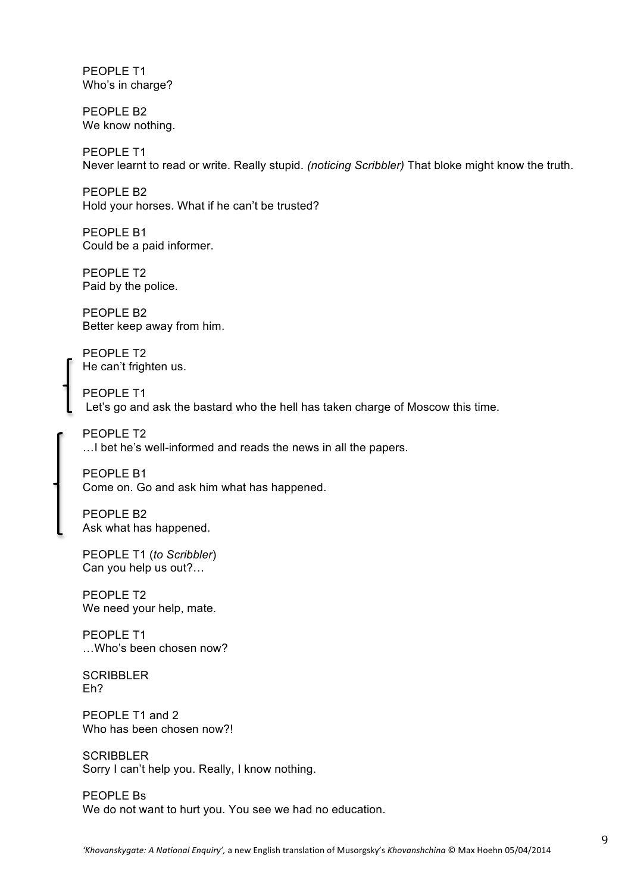PEOPLE T1
Who's in charge?

PEOPLE B2
We know nothing.

PEOPLE T1
Never learnt to read or write. Really stupid. *(noticing Scribbler)* That bloke might know the truth.

PEOPLE B2
Hold your horses. What if he can't be trusted?

PEOPLE B1
Could be a paid informer.

PEOPLE T2
Paid by the police.

PEOPLE B2
Better keep away from him.

PEOPLE T2
He can't frighten us.

PEOPLE T1
Let's go and ask the bastard who the hell has taken charge of Moscow this time.

PEOPLE T2
…I bet he's well-informed and reads the news in all the papers.

PEOPLE B1
Come on. Go and ask him what has happened.

PEOPLE B2
Ask what has happened.

PEOPLE T1 (*to Scribbler*)
Can you help us out?…

PEOPLE T2
We need your help, mate.

PEOPLE T1
…Who's been chosen now?

SCRIBBLER
Eh?

PEOPLE T1 and 2
Who has been chosen now?!

SCRIBBLER
Sorry I can't help you. Really, I know nothing.

PEOPLE Bs
We do not want to hurt you. You see we had no education.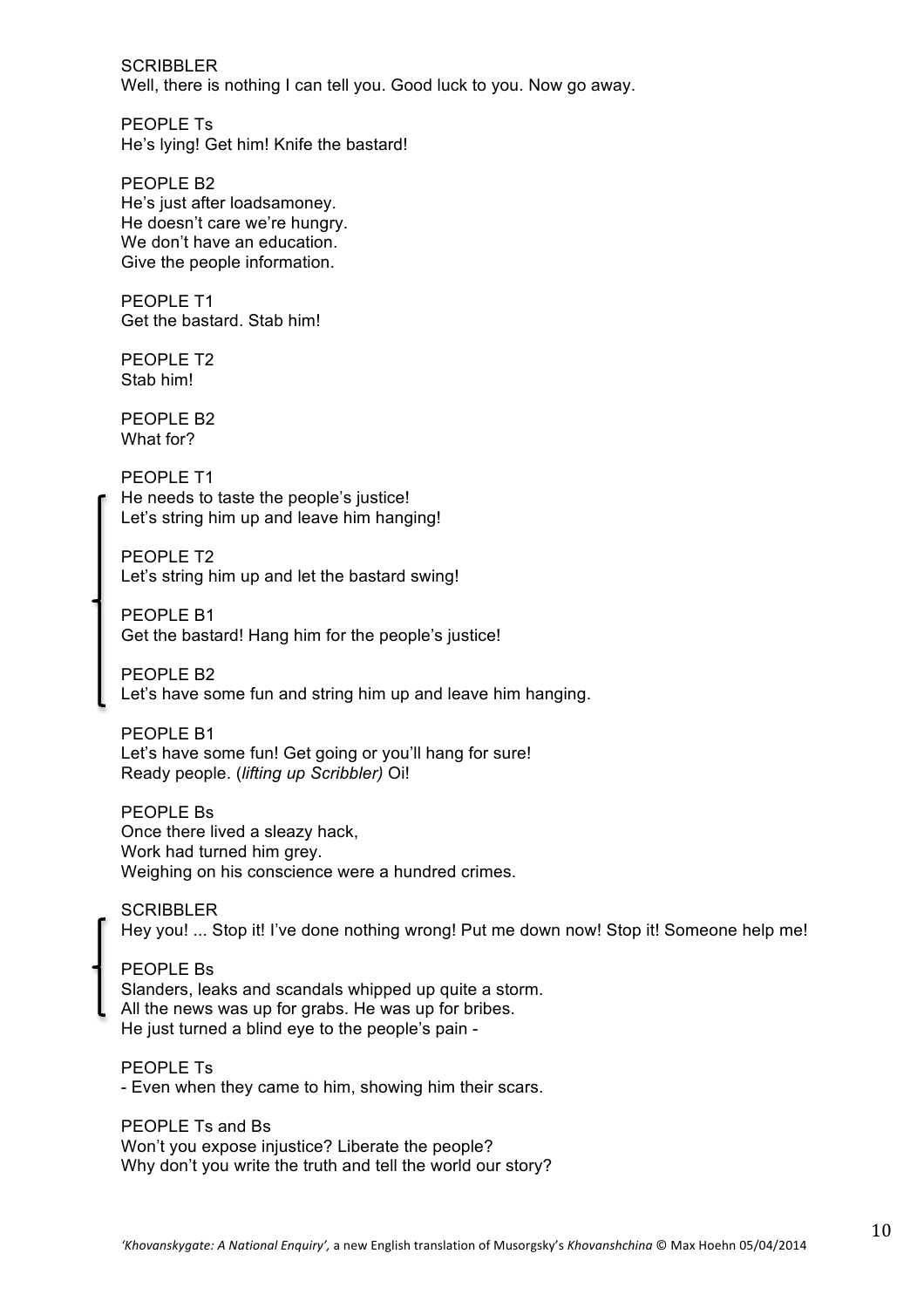SCRIBBLER
Well, there is nothing I can tell you. Good luck to you. Now go away.

PEOPLE Ts
He's lying! Get him! Knife the bastard!

PEOPLE B2
He's just after loadsamoney.
He doesn't care we're hungry.
We don't have an education.
Give the people information.

PEOPLE T1
Get the bastard. Stab him!

PEOPLE T2
Stab him!

PEOPLE B2
What for?

PEOPLE T1
He needs to taste the people's justice!
Let's string him up and leave him hanging!

PEOPLE T2
Let's string him up and let the bastard swing!

PEOPLE B1
Get the bastard! Hang him for the people's justice!

PEOPLE B2
Let's have some fun and string him up and leave him hanging.

PEOPLE B1
Let's have some fun! Get going or you'll hang for sure!
Ready people. (*lifting up Scribbler*) Oi!

PEOPLE Bs
Once there lived a sleazy hack,
Work had turned him grey.
Weighing on his conscience were a hundred crimes.

SCRIBBLER
Hey you! ... Stop it! I've done nothing wrong! Put me down now! Stop it! Someone help me!

PEOPLE Bs
Slanders, leaks and scandals whipped up quite a storm.
All the news was up for grabs. He was up for bribes.
He just turned a blind eye to the people's pain -

PEOPLE Ts
\- Even when they came to him, showing him their scars.

PEOPLE Ts and Bs
Won't you expose injustice? Liberate the people?
Why don't you write the truth and tell the world our story?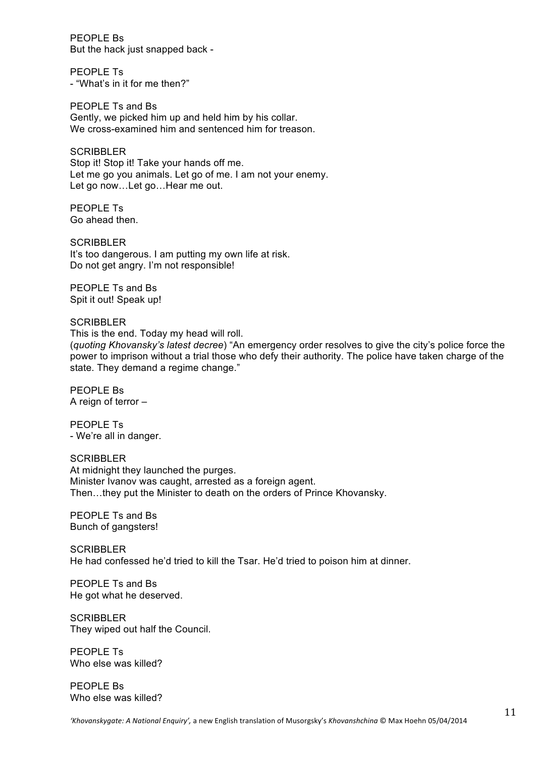PEOPLE Bs
But the hack just snapped back -

PEOPLE Ts
- "What's in it for me then?"

PEOPLE Ts and Bs
Gently, we picked him up and held him by his collar.
We cross-examined him and sentenced him for treason.

SCRIBBLER
Stop it! Stop it! Take your hands off me.
Let me go you animals. Let go of me. I am not your enemy.
Let go now…Let go…Hear me out.

PEOPLE Ts
Go ahead then.

SCRIBBLER
It's too dangerous. I am putting my own life at risk.
Do not get angry. I'm not responsible!

PEOPLE Ts and Bs
Spit it out! Speak up!

SCRIBBLER
This is the end. Today my head will roll.
(*quoting Khovansky's latest decree*) "An emergency order resolves to give the city's police force the power to imprison without a trial those who defy their authority. The police have taken charge of the state. They demand a regime change."

PEOPLE Bs
A reign of terror –

PEOPLE Ts
- We're all in danger.

SCRIBBLER
At midnight they launched the purges.
Minister Ivanov was caught, arrested as a foreign agent.
Then…they put the Minister to death on the orders of Prince Khovansky.

PEOPLE Ts and Bs
Bunch of gangsters!

SCRIBBLER
He had confessed he'd tried to kill the Tsar. He'd tried to poison him at dinner.

PEOPLE Ts and Bs
He got what he deserved.

SCRIBBLER
They wiped out half the Council.

PEOPLE Ts
Who else was killed?

PEOPLE Bs
Who else was killed?

*'Khovanskygate: A National Enquiry',* a new English translation of Musorgsky's *Khovanshchina* © Max Hoehn 05/04/2014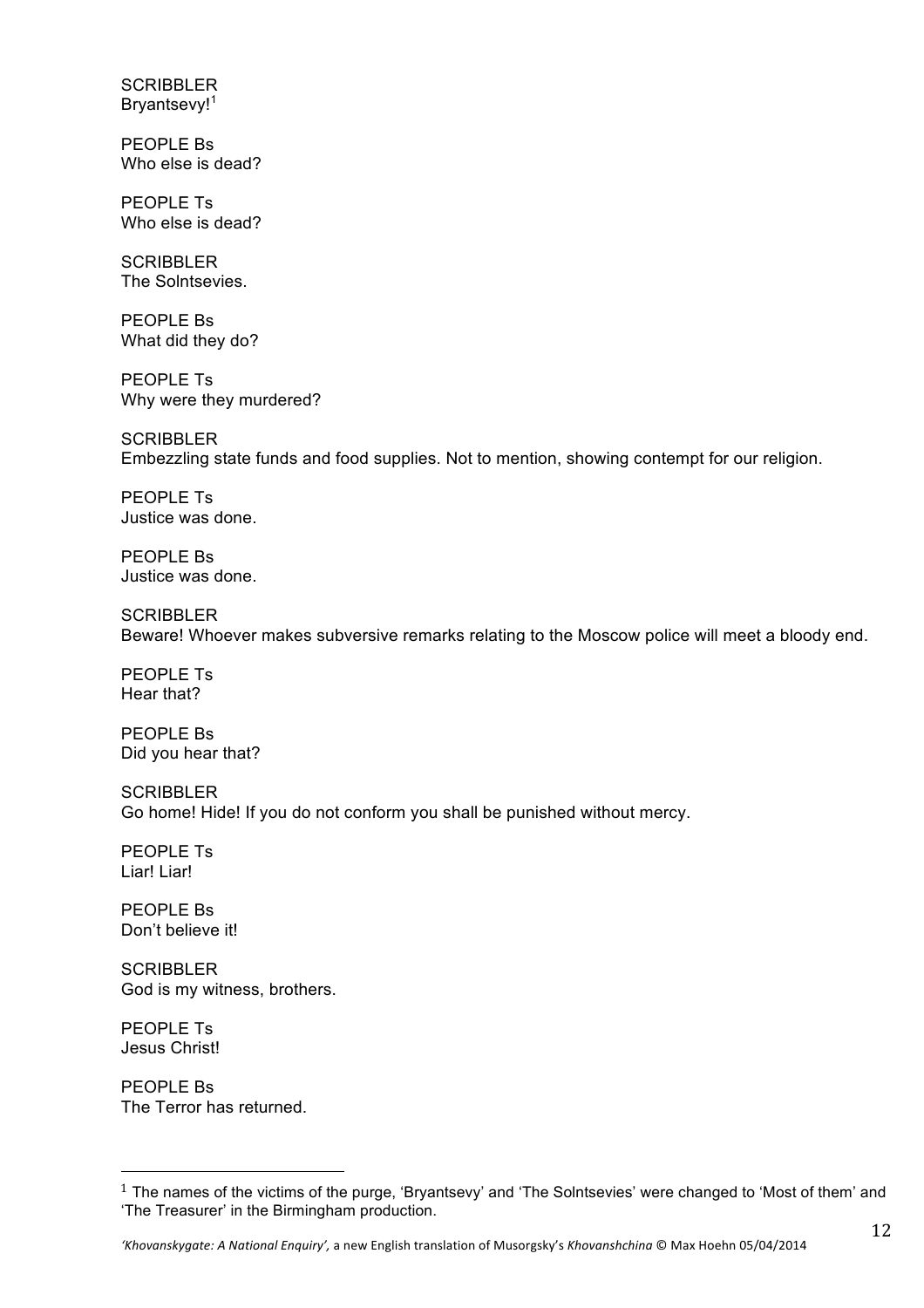SCRIBBLER
Bryantsevy![1]

PEOPLE Bs
Who else is dead?

PEOPLE Ts
Who else is dead?

SCRIBBLER
The Solntsevies.

PEOPLE Bs
What did they do?

PEOPLE Ts
Why were they murdered?

SCRIBBLER
Embezzling state funds and food supplies. Not to mention, showing contempt for our religion.

PEOPLE Ts
Justice was done.

PEOPLE Bs
Justice was done.

SCRIBBLER
Beware! Whoever makes subversive remarks relating to the Moscow police will meet a bloody end.

PEOPLE Ts
Hear that?

PEOPLE Bs
Did you hear that?

SCRIBBLER
Go home! Hide! If you do not conform you shall be punished without mercy.

PEOPLE Ts
Liar! Liar!

PEOPLE Bs
Don't believe it!

SCRIBBLER
God is my witness, brothers.

PEOPLE Ts
Jesus Christ!

PEOPLE Bs
The Terror has returned.

---

[1] The names of the victims of the purge, 'Bryantsevy' and 'The Solntsevies' were changed to 'Most of them' and 'The Treasurer' in the Birmingham production.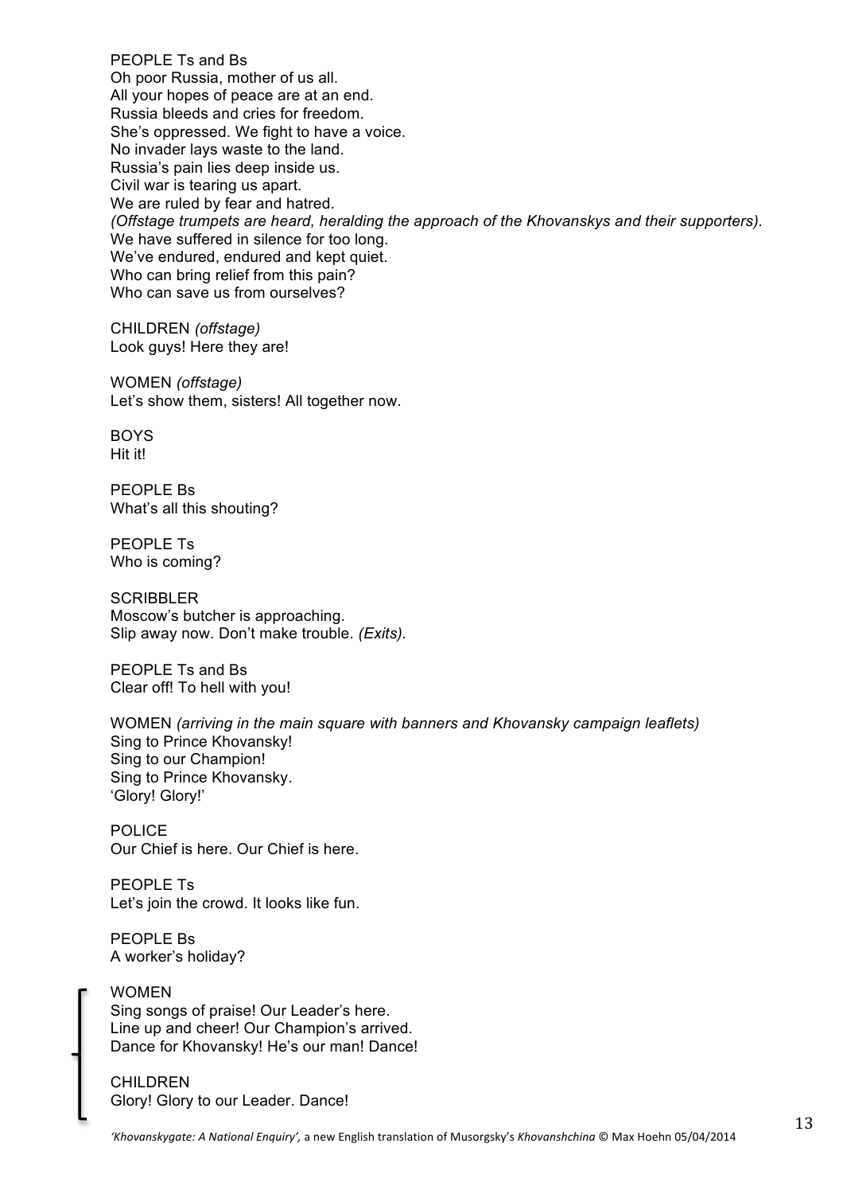PEOPLE Ts and Bs
Oh poor Russia, mother of us all.
All your hopes of peace are at an end.
Russia bleeds and cries for freedom.
She's oppressed. We fight to have a voice.
No invader lays waste to the land.
Russia's pain lies deep inside us.
Civil war is tearing us apart.
We are ruled by fear and hatred.
*(Offstage trumpets are heard, heralding the approach of the Khovanskys and their supporters).*
We have suffered in silence for too long.
We've endured, endured and kept quiet.
Who can bring relief from this pain?
Who can save us from ourselves?

CHILDREN *(offstage)*
Look guys! Here they are!

WOMEN *(offstage)*
Let's show them, sisters! All together now.

BOYS
Hit it!

PEOPLE Bs
What's all this shouting?

PEOPLE Ts
Who is coming?

SCRIBBLER
Moscow's butcher is approaching.
Slip away now. Don't make trouble. *(Exits).*

PEOPLE Ts and Bs
Clear off! To hell with you!

WOMEN *(arriving in the main square with banners and Khovansky campaign leaflets)*
Sing to Prince Khovansky!
Sing to our Champion!
Sing to Prince Khovansky.
'Glory! Glory!'

POLICE
Our Chief is here. Our Chief is here.

PEOPLE Ts
Let's join the crowd. It looks like fun.

PEOPLE Bs
A worker's holiday?

WOMEN
Sing songs of praise! Our Leader's here.
Line up and cheer! Our Champion's arrived.
Dance for Khovansky! He's our man! Dance!

CHILDREN
Glory! Glory to our Leader. Dance!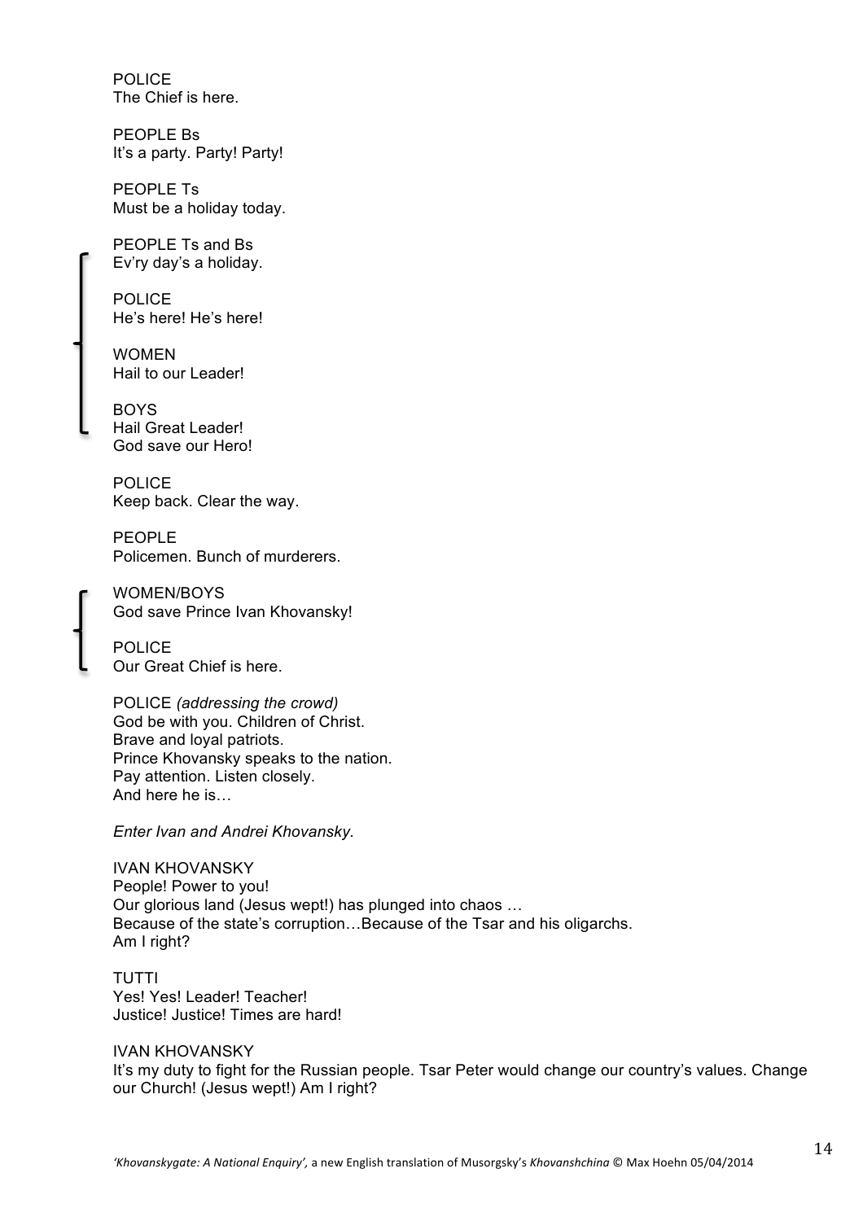POLICE
The Chief is here.

PEOPLE Bs
It's a party. Party! Party!

PEOPLE Ts
Must be a holiday today.

PEOPLE Ts and Bs
Ev'ry day's a holiday.

POLICE
He's here! He's here!

WOMEN
Hail to our Leader!

BOYS
Hail Great Leader!
God save our Hero!

POLICE
Keep back. Clear the way.

PEOPLE
Policemen. Bunch of murderers.

WOMEN/BOYS
God save Prince Ivan Khovansky!

POLICE
Our Great Chief is here.

POLICE *(addressing the crowd)*
God be with you. Children of Christ.
Brave and loyal patriots.
Prince Khovansky speaks to the nation.
Pay attention. Listen closely.
And here he is…

*Enter Ivan and Andrei Khovansky.*

IVAN KHOVANSKY
People! Power to you!
Our glorious land (Jesus wept!) has plunged into chaos …
Because of the state's corruption…Because of the Tsar and his oligarchs.
Am I right?

TUTTI
Yes! Yes! Leader! Teacher!
Justice! Justice! Times are hard!

IVAN KHOVANSKY
It's my duty to fight for the Russian people. Tsar Peter would change our country's values. Change our Church! (Jesus wept!) Am I right?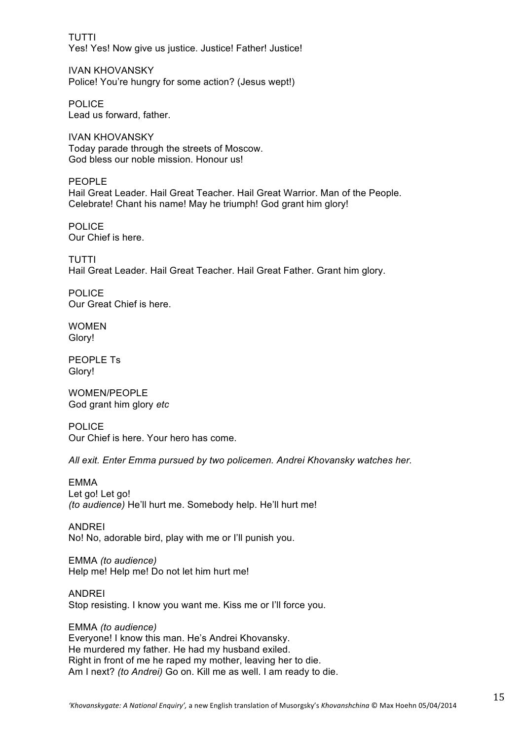TUTTI
Yes! Yes! Now give us justice. Justice! Father! Justice!

IVAN KHOVANSKY
Police! You're hungry for some action? (Jesus wept!)

POLICE
Lead us forward, father.

IVAN KHOVANSKY
Today parade through the streets of Moscow.
God bless our noble mission. Honour us!

PEOPLE
Hail Great Leader. Hail Great Teacher. Hail Great Warrior. Man of the People.
Celebrate! Chant his name! May he triumph! God grant him glory!

POLICE
Our Chief is here.

TUTTI
Hail Great Leader. Hail Great Teacher. Hail Great Father. Grant him glory.

POLICE
Our Great Chief is here.

WOMEN
Glory!

PEOPLE Ts
Glory!

WOMEN/PEOPLE
God grant him glory *etc*

POLICE
Our Chief is here. Your hero has come.

*All exit. Enter Emma pursued by two policemen. Andrei Khovansky watches her.*

EMMA
Let go! Let go!
*(to audience)* He'll hurt me. Somebody help. He'll hurt me!

ANDREI
No! No, adorable bird, play with me or I'll punish you.

EMMA *(to audience)*
Help me! Help me! Do not let him hurt me!

ANDREI
Stop resisting. I know you want me. Kiss me or I'll force you.

EMMA *(to audience)*
Everyone! I know this man. He's Andrei Khovansky.
He murdered my father. He had my husband exiled.
Right in front of me he raped my mother, leaving her to die.
Am I next? *(to Andrei)* Go on. Kill me as well. I am ready to die.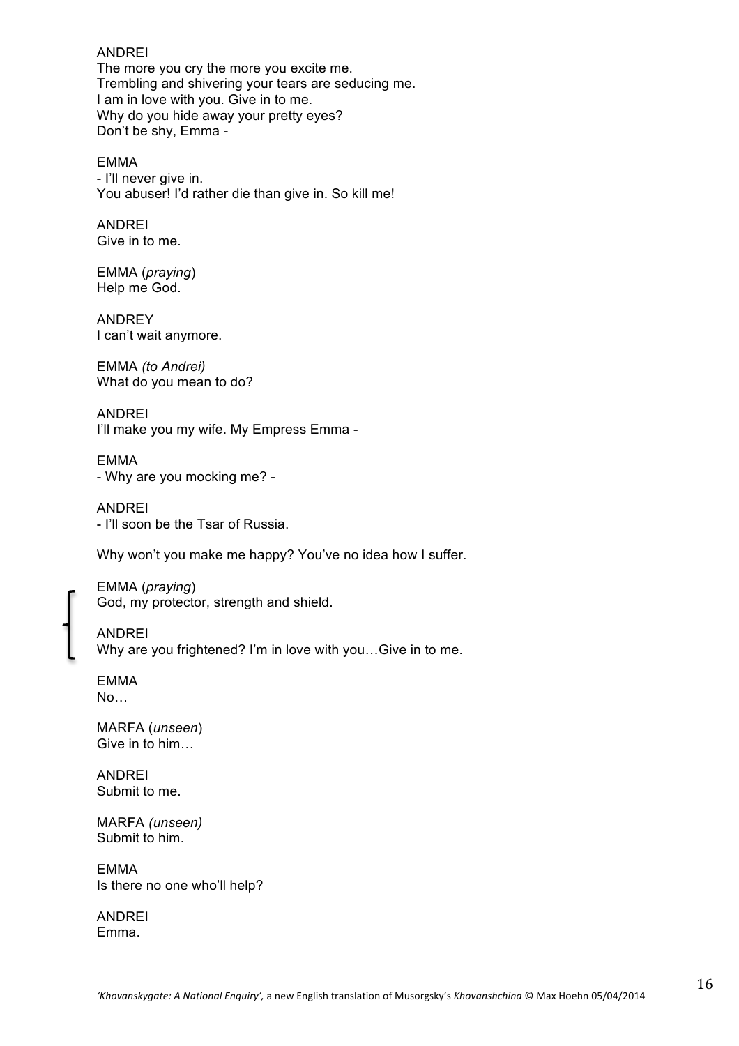ANDREI
The more you cry the more you excite me.
Trembling and shivering your tears are seducing me.
I am in love with you. Give in to me.
Why do you hide away your pretty eyes?
Don't be shy, Emma -

EMMA
- I'll never give in.
You abuser! I'd rather die than give in. So kill me!

ANDREI
Give in to me.

EMMA (*praying*)
Help me God.

ANDREY
I can't wait anymore.

EMMA *(to Andrei)*
What do you mean to do?

ANDREI
I'll make you my wife. My Empress Emma -

EMMA
- Why are you mocking me? -

ANDREI
- I'll soon be the Tsar of Russia.

Why won't you make me happy? You've no idea how I suffer.

EMMA (*praying*)
God, my protector, strength and shield.

ANDREI
Why are you frightened? I'm in love with you…Give in to me.

EMMA
No…

MARFA (*unseen*)
Give in to him…

ANDREI
Submit to me.

MARFA *(unseen)*
Submit to him.

EMMA
Is there no one who'll help?

ANDREI
Emma.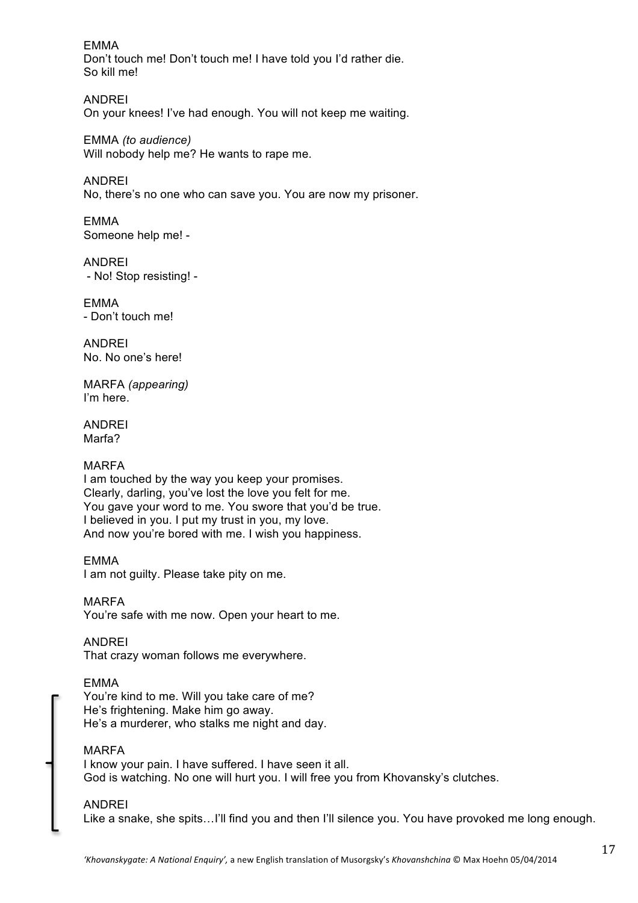EMMA
Don't touch me! Don't touch me! I have told you I'd rather die.
So kill me!

ANDREI
On your knees! I've had enough. You will not keep me waiting.

EMMA *(to audience)*
Will nobody help me? He wants to rape me.

ANDREI
No, there's no one who can save you. You are now my prisoner.

EMMA
Someone help me! -

ANDREI
- No! Stop resisting! -

EMMA
- Don't touch me!

ANDREI
No. No one's here!

MARFA *(appearing)*
I'm here.

ANDREI
Marfa?

MARFA
I am touched by the way you keep your promises.
Clearly, darling, you've lost the love you felt for me.
You gave your word to me. You swore that you'd be true.
I believed in you. I put my trust in you, my love.
And now you're bored with me. I wish you happiness.

EMMA
I am not guilty. Please take pity on me.

MARFA
You're safe with me now. Open your heart to me.

ANDREI
That crazy woman follows me everywhere.

EMMA
You're kind to me. Will you take care of me?
He's frightening. Make him go away.
He's a murderer, who stalks me night and day.

MARFA
I know your pain. I have suffered. I have seen it all.
God is watching. No one will hurt you. I will free you from Khovansky's clutches.

ANDREI
Like a snake, she spits…I'll find you and then I'll silence you. You have provoked me long enough.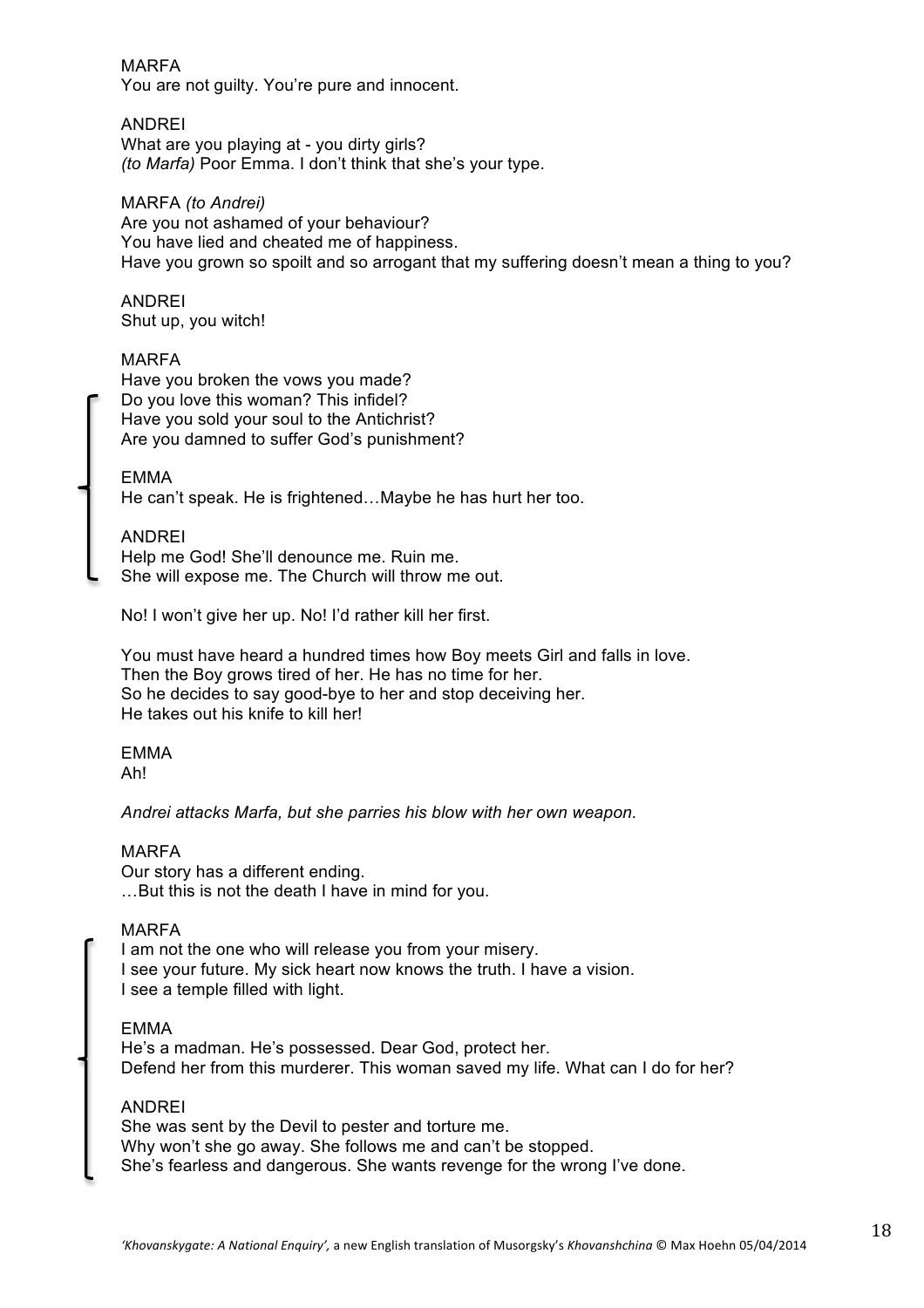MARFA
You are not guilty. You're pure and innocent.

ANDREI
What are you playing at - you dirty girls?
*(to Marfa)* Poor Emma. I don't think that she's your type.

MARFA *(to Andrei)*
Are you not ashamed of your behaviour?
You have lied and cheated me of happiness.
Have you grown so spoilt and so arrogant that my suffering doesn't mean a thing to you?

ANDREI
Shut up, you witch!

MARFA
Have you broken the vows you made?
Do you love this woman? This infidel?
Have you sold your soul to the Antichrist?
Are you damned to suffer God's punishment?

EMMA
He can't speak. He is frightened…Maybe he has hurt her too.

ANDREI
Help me God! She'll denounce me. Ruin me.
She will expose me. The Church will throw me out.

No! I won't give her up. No! I'd rather kill her first.

You must have heard a hundred times how Boy meets Girl and falls in love.
Then the Boy grows tired of her. He has no time for her.
So he decides to say good-bye to her and stop deceiving her.
He takes out his knife to kill her!

EMMA
Ah!

*Andrei attacks Marfa, but she parries his blow with her own weapon.*

MARFA
Our story has a different ending.
…But this is not the death I have in mind for you.

MARFA
I am not the one who will release you from your misery.
I see your future. My sick heart now knows the truth. I have a vision.
I see a temple filled with light.

EMMA
He's a madman. He's possessed. Dear God, protect her.
Defend her from this murderer. This woman saved my life. What can I do for her?

ANDREI
She was sent by the Devil to pester and torture me.
Why won't she go away. She follows me and can't be stopped.
She's fearless and dangerous. She wants revenge for the wrong I've done.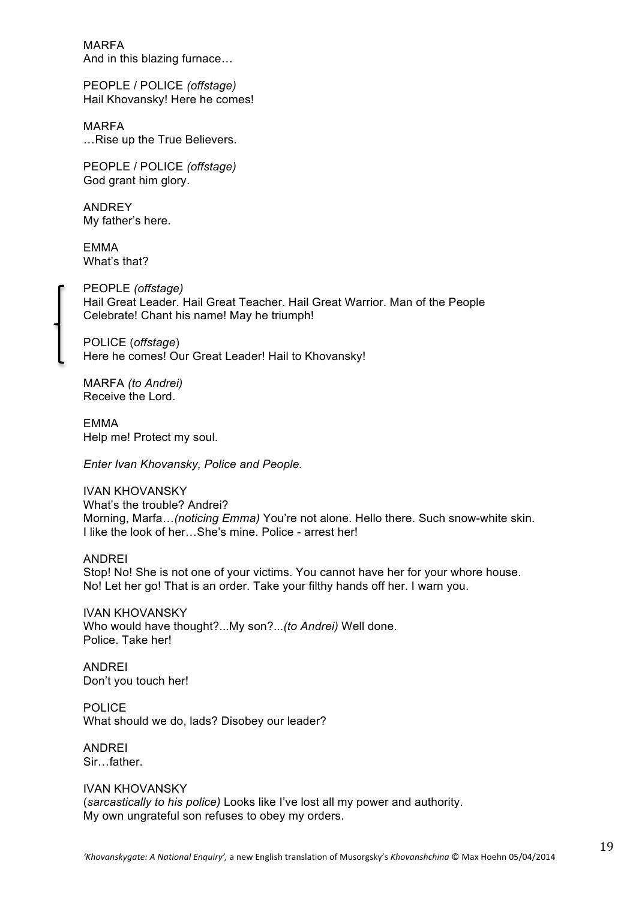MARFA
And in this blazing furnace…

PEOPLE / POLICE *(offstage)*
Hail Khovansky! Here he comes!

MARFA
…Rise up the True Believers.

PEOPLE / POLICE *(offstage)*
God grant him glory.

ANDREY
My father's here.

EMMA
What's that?

PEOPLE *(offstage)*
Hail Great Leader. Hail Great Teacher. Hail Great Warrior. Man of the People
Celebrate! Chant his name! May he triumph!

POLICE (*offstage*)
Here he comes! Our Great Leader! Hail to Khovansky!

MARFA *(to Andrei)*
Receive the Lord.

EMMA
Help me! Protect my soul.

*Enter Ivan Khovansky, Police and People.*

IVAN KHOVANSKY
What's the trouble? Andrei?
Morning, Marfa…*(noticing Emma)* You're not alone. Hello there. Such snow-white skin.
I like the look of her…She's mine. Police - arrest her!

ANDREI
Stop! No! She is not one of your victims. You cannot have her for your whore house.
No! Let her go! That is an order. Take your filthy hands off her. I warn you.

IVAN KHOVANSKY
Who would have thought?...My son?...*(to Andrei)* Well done.
Police. Take her!

ANDREI
Don't you touch her!

POLICE
What should we do, lads? Disobey our leader?

ANDREI
Sir…father.

IVAN KHOVANSKY
(*sarcastically to his police)* Looks like I've lost all my power and authority.
My own ungrateful son refuses to obey my orders.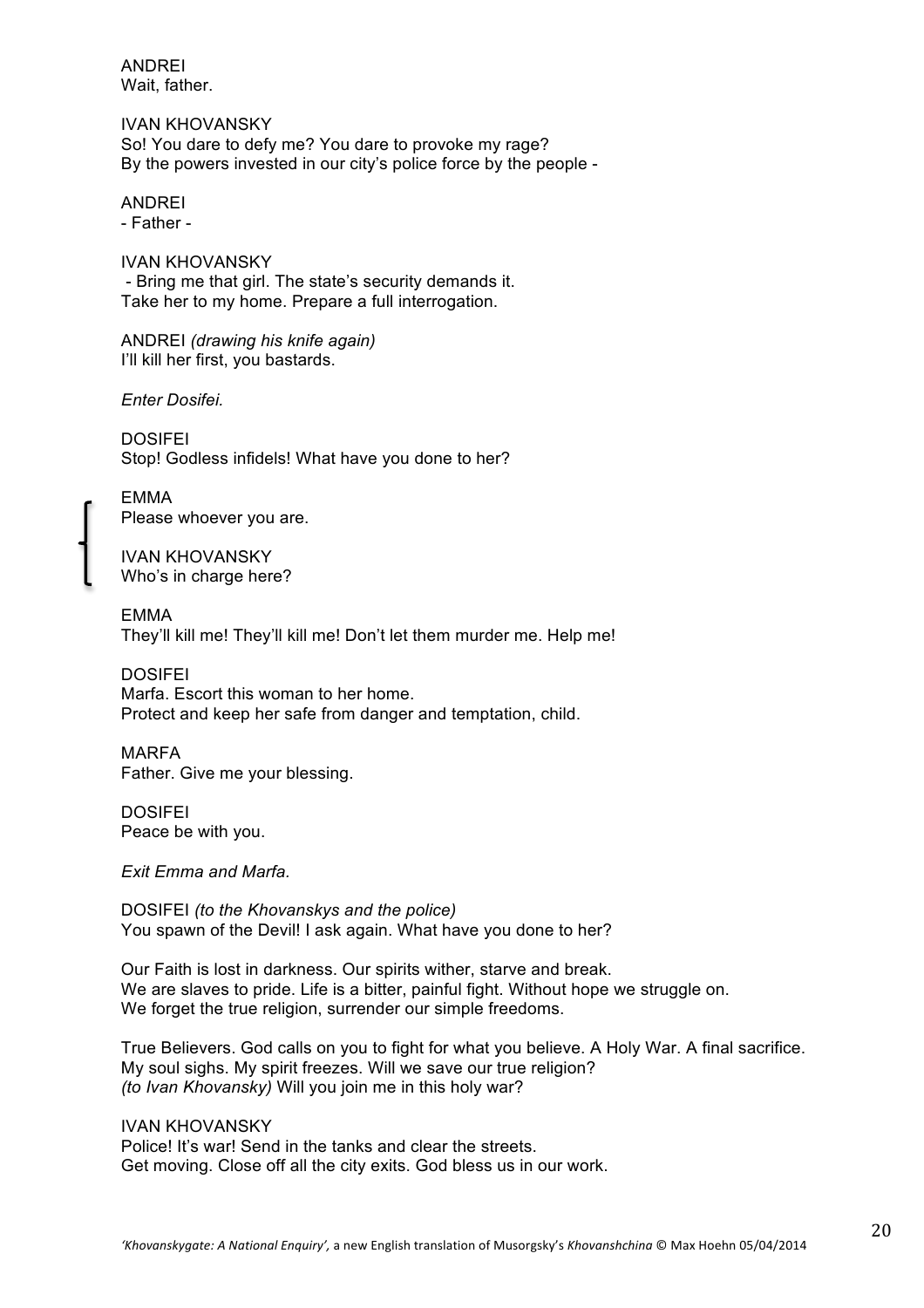ANDREI
Wait, father.

IVAN KHOVANSKY
So! You dare to defy me? You dare to provoke my rage?
By the powers invested in our city's police force by the people -

ANDREI
- Father -

IVAN KHOVANSKY
- Bring me that girl. The state's security demands it.
Take her to my home. Prepare a full interrogation.

ANDREI *(drawing his knife again)*
I'll kill her first, you bastards.

*Enter Dosifei.*

DOSIFEI
Stop! Godless infidels! What have you done to her?

EMMA
Please whoever you are.

IVAN KHOVANSKY
Who's in charge here?

EMMA
They'll kill me! They'll kill me! Don't let them murder me. Help me!

DOSIFEI
Marfa. Escort this woman to her home.
Protect and keep her safe from danger and temptation, child.

MARFA
Father. Give me your blessing.

DOSIFEI
Peace be with you.

*Exit Emma and Marfa.*

DOSIFEI *(to the Khovanskys and the police)*
You spawn of the Devil! I ask again. What have you done to her?

Our Faith is lost in darkness. Our spirits wither, starve and break.
We are slaves to pride. Life is a bitter, painful fight. Without hope we struggle on.
We forget the true religion, surrender our simple freedoms.

True Believers. God calls on you to fight for what you believe. A Holy War. A final sacrifice.
My soul sighs. My spirit freezes. Will we save our true religion?
*(to Ivan Khovansky)* Will you join me in this holy war?

IVAN KHOVANSKY
Police! It's war! Send in the tanks and clear the streets.
Get moving. Close off all the city exits. God bless us in our work.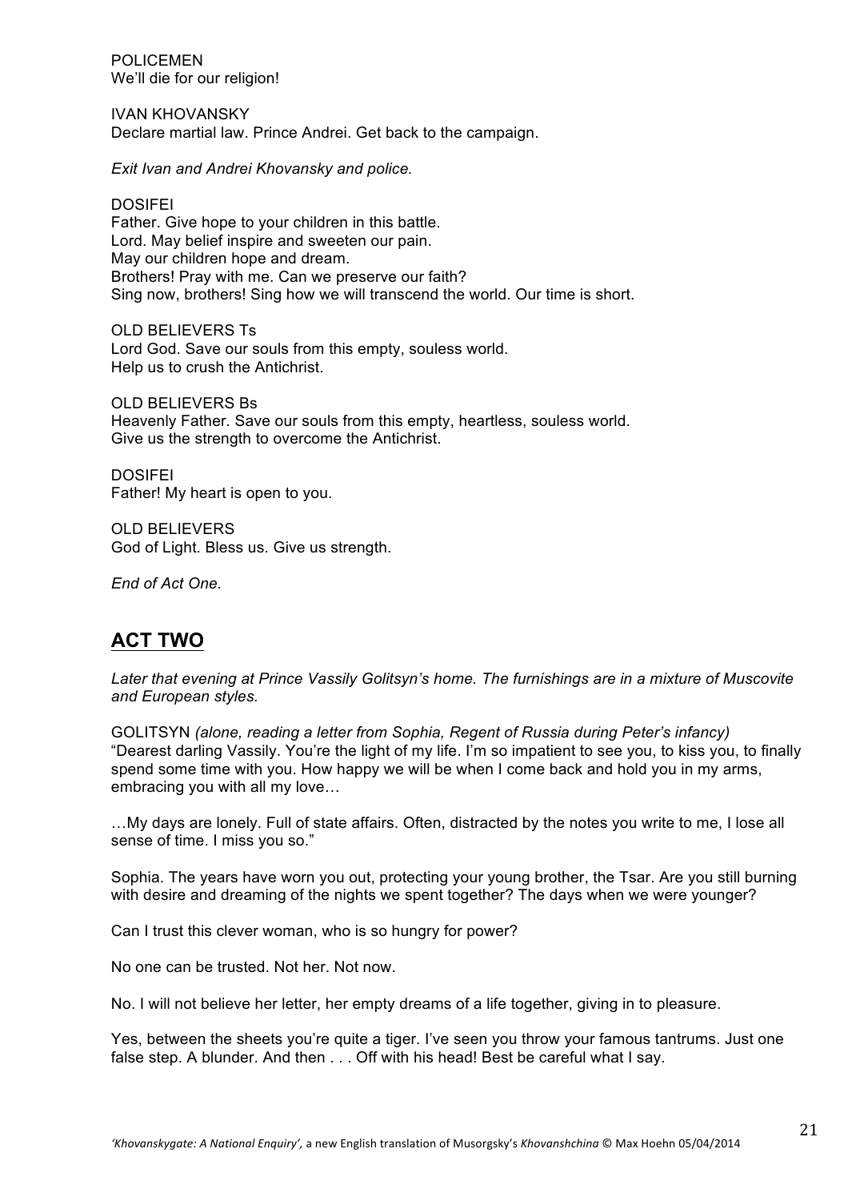POLICEMEN
We'll die for our religion!

IVAN KHOVANSKY
Declare martial law. Prince Andrei. Get back to the campaign.

*Exit Ivan and Andrei Khovansky and police.*

DOSIFEI
Father. Give hope to your children in this battle.
Lord. May belief inspire and sweeten our pain.
May our children hope and dream.
Brothers! Pray with me. Can we preserve our faith?
Sing now, brothers! Sing how we will transcend the world. Our time is short.

OLD BELIEVERS Ts
Lord God. Save our souls from this empty, souless world.
Help us to crush the Antichrist.

OLD BELIEVERS Bs
Heavenly Father. Save our souls from this empty, heartless, souless world.
Give us the strength to overcome the Antichrist.

DOSIFEI
Father! My heart is open to you.

OLD BELIEVERS
God of Light. Bless us. Give us strength.

*End of Act One.*

## ACT TWO

*Later that evening at Prince Vassily Golitsyn's home. The furnishings are in a mixture of Muscovite and European styles.*

GOLITSYN *(alone, reading a letter from Sophia, Regent of Russia during Peter's infancy)*
"Dearest darling Vassily. You're the light of my life. I'm so impatient to see you, to kiss you, to finally spend some time with you. How happy we will be when I come back and hold you in my arms, embracing you with all my love…

…My days are lonely. Full of state affairs. Often, distracted by the notes you write to me, I lose all sense of time. I miss you so."

Sophia. The years have worn you out, protecting your young brother, the Tsar. Are you still burning with desire and dreaming of the nights we spent together? The days when we were younger?

Can I trust this clever woman, who is so hungry for power?

No one can be trusted. Not her. Not now.

No. I will not believe her letter, her empty dreams of a life together, giving in to pleasure.

Yes, between the sheets you're quite a tiger. I've seen you throw your famous tantrums. Just one false step. A blunder. And then . . . Off with his head! Best be careful what I say.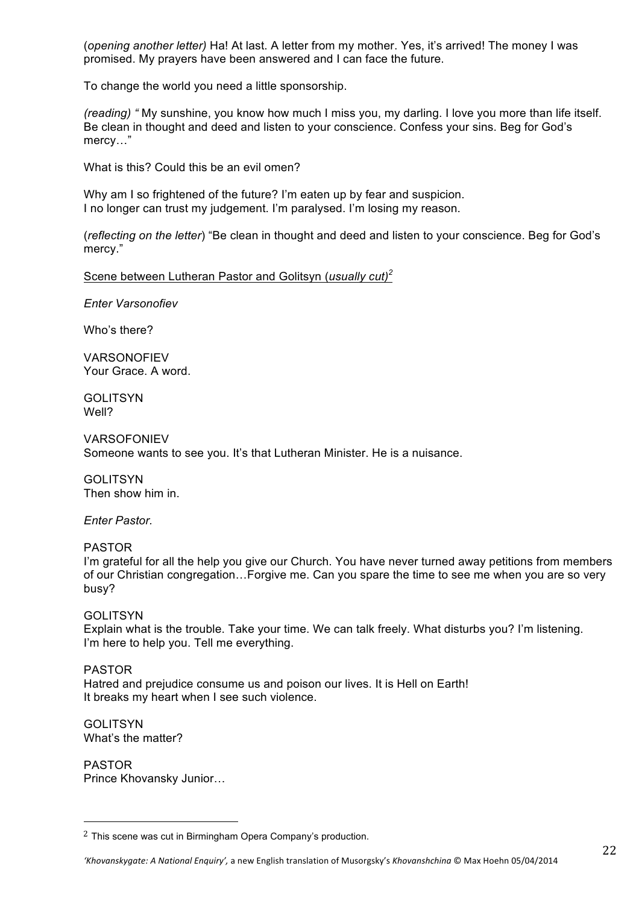(*opening another letter)* Ha! At last. A letter from my mother. Yes, it's arrived! The money I was promised. My prayers have been answered and I can face the future.

To change the world you need a little sponsorship.

*(reading) "* My sunshine, you know how much I miss you, my darling. I love you more than life itself. Be clean in thought and deed and listen to your conscience. Confess your sins. Beg for God's mercy…"

What is this? Could this be an evil omen?

Why am I so frightened of the future? I'm eaten up by fear and suspicion.
I no longer can trust my judgement. I'm paralysed. I'm losing my reason.

(*reflecting on the letter*) "Be clean in thought and deed and listen to your conscience. Beg for God's mercy."

<u>Scene between Lutheran Pastor and Golitsyn (*usually cut)*[2]</u>

*Enter Varsonofiev*

Who's there?

VARSONOFIEV
Your Grace. A word.

GOLITSYN
Well?

VARSOFONIEV
Someone wants to see you. It's that Lutheran Minister. He is a nuisance.

GOLITSYN
Then show him in.

*Enter Pastor.*

PASTOR
I'm grateful for all the help you give our Church. You have never turned away petitions from members of our Christian congregation…Forgive me. Can you spare the time to see me when you are so very busy?

GOLITSYN
Explain what is the trouble. Take your time. We can talk freely. What disturbs you? I'm listening. I'm here to help you. Tell me everything.

PASTOR
Hatred and prejudice consume us and poison our lives. It is Hell on Earth!
It breaks my heart when I see such violence.

GOLITSYN
What's the matter?

PASTOR
Prince Khovansky Junior…

---

[2] This scene was cut in Birmingham Opera Company's production.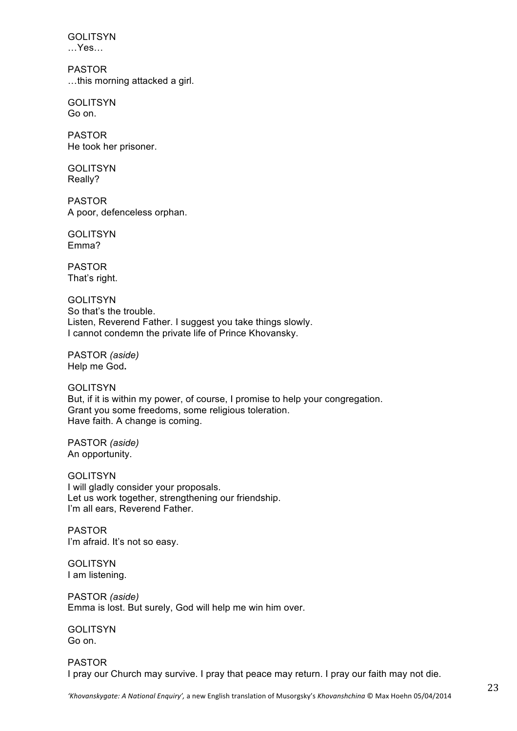GOLITSYN
…Yes…

PASTOR
…this morning attacked a girl.

GOLITSYN
Go on.

PASTOR
He took her prisoner.

GOLITSYN
Really?

PASTOR
A poor, defenceless orphan.

GOLITSYN
Emma?

PASTOR
That's right.

GOLITSYN
So that's the trouble.
Listen, Reverend Father. I suggest you take things slowly.
I cannot condemn the private life of Prince Khovansky.

PASTOR *(aside)*
Help me God**.**

GOLITSYN
But, if it is within my power, of course, I promise to help your congregation.
Grant you some freedoms, some religious toleration.
Have faith. A change is coming.

PASTOR *(aside)*
An opportunity.

GOLITSYN
I will gladly consider your proposals.
Let us work together, strengthening our friendship.
I'm all ears, Reverend Father.

PASTOR
I'm afraid. It's not so easy.

GOLITSYN
I am listening.

PASTOR *(aside)*
Emma is lost. But surely, God will help me win him over.

GOLITSYN
Go on.

PASTOR
I pray our Church may survive. I pray that peace may return. I pray our faith may not die.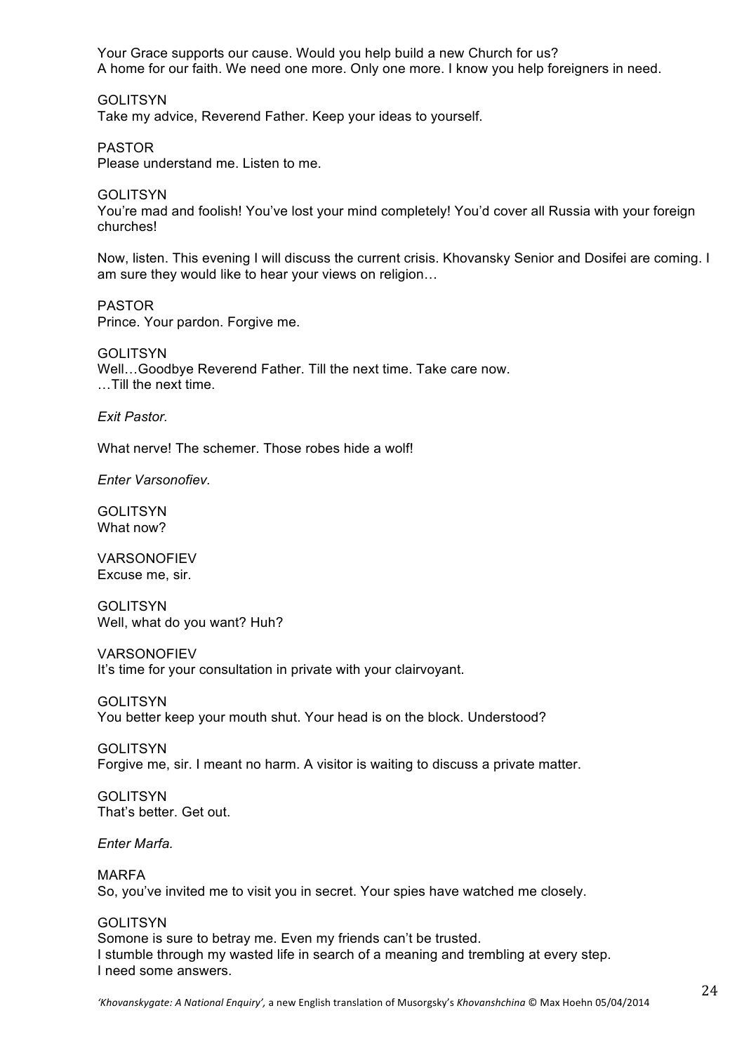Your Grace supports our cause. Would you help build a new Church for us?
A home for our faith. We need one more. Only one more. I know you help foreigners in need.

GOLITSYN
Take my advice, Reverend Father. Keep your ideas to yourself.

PASTOR
Please understand me. Listen to me.

GOLITSYN
You're mad and foolish! You've lost your mind completely! You'd cover all Russia with your foreign churches!

Now, listen. This evening I will discuss the current crisis. Khovansky Senior and Dosifei are coming. I am sure they would like to hear your views on religion…

PASTOR
Prince. Your pardon. Forgive me.

GOLITSYN
Well…Goodbye Reverend Father. Till the next time. Take care now.
…Till the next time.

*Exit Pastor.*

What nerve! The schemer. Those robes hide a wolf!

*Enter Varsonofiev.*

GOLITSYN
What now?

VARSONOFIEV
Excuse me, sir.

GOLITSYN
Well, what do you want? Huh?

VARSONOFIEV
It's time for your consultation in private with your clairvoyant.

GOLITSYN
You better keep your mouth shut. Your head is on the block. Understood?

GOLITSYN
Forgive me, sir. I meant no harm. A visitor is waiting to discuss a private matter.

GOLITSYN
That's better. Get out.

*Enter Marfa.*

MARFA
So, you've invited me to visit you in secret. Your spies have watched me closely.

GOLITSYN
Somone is sure to betray me. Even my friends can't be trusted.
I stumble through my wasted life in search of a meaning and trembling at every step.
I need some answers.

*'Khovanskygate: A National Enquiry',* a new English translation of Musorgsky's *Khovanshchina* © Max Hoehn 05/04/2014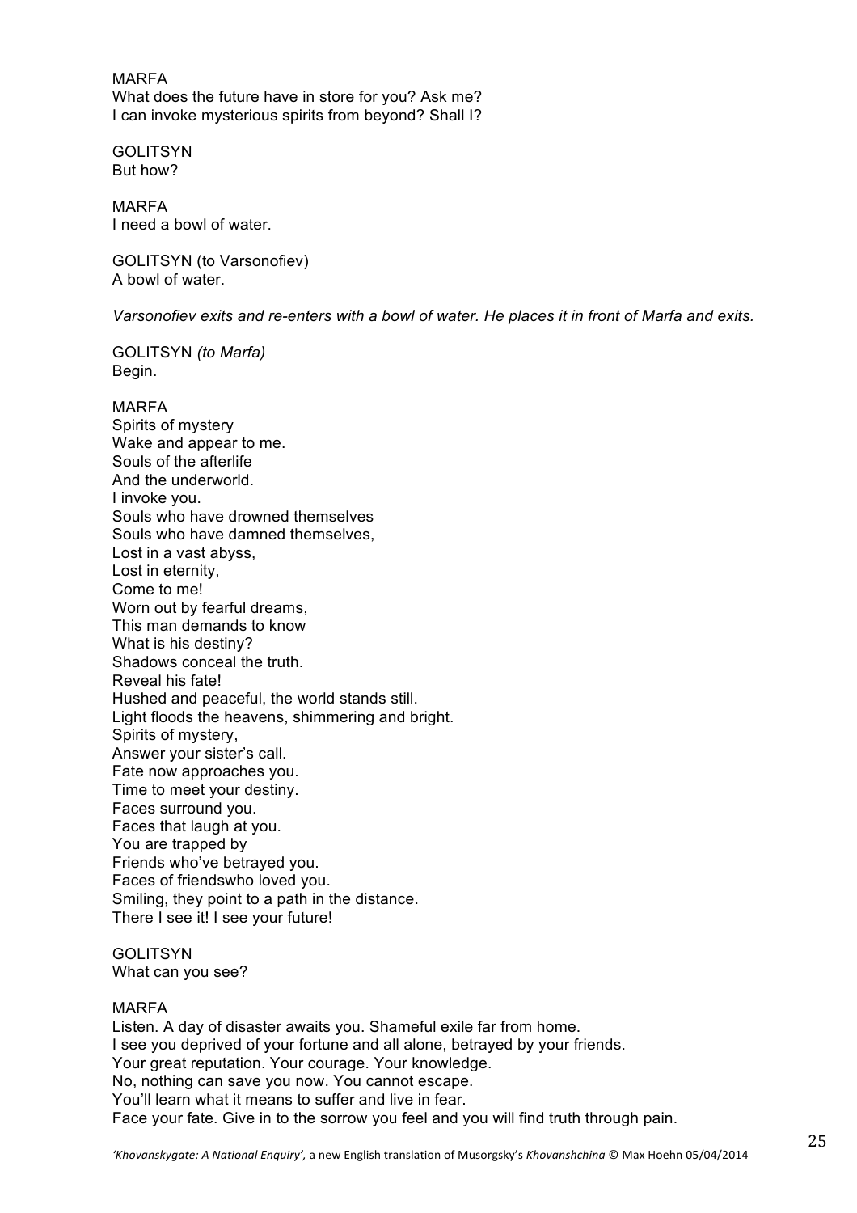MARFA
What does the future have in store for you? Ask me?
I can invoke mysterious spirits from beyond? Shall I?

GOLITSYN
But how?

MARFA
I need a bowl of water.

GOLITSYN (to Varsonofiev)
A bowl of water.

*Varsonofiev exits and re-enters with a bowl of water. He places it in front of Marfa and exits.*

GOLITSYN *(to Marfa)*
Begin.

MARFA
Spirits of mystery
Wake and appear to me.
Souls of the afterlife
And the underworld.
I invoke you.
Souls who have drowned themselves
Souls who have damned themselves,
Lost in a vast abyss,
Lost in eternity,
Come to me!
Worn out by fearful dreams,
This man demands to know
What is his destiny?
Shadows conceal the truth.
Reveal his fate!
Hushed and peaceful, the world stands still.
Light floods the heavens, shimmering and bright.
Spirits of mystery,
Answer your sister's call.
Fate now approaches you.
Time to meet your destiny.
Faces surround you.
Faces that laugh at you.
You are trapped by
Friends who've betrayed you.
Faces of friendswho loved you.
Smiling, they point to a path in the distance.
There I see it! I see your future!

GOLITSYN
What can you see?

MARFA
Listen. A day of disaster awaits you. Shameful exile far from home.
I see you deprived of your fortune and all alone, betrayed by your friends.
Your great reputation. Your courage. Your knowledge.
No, nothing can save you now. You cannot escape.
You'll learn what it means to suffer and live in fear.
Face your fate. Give in to the sorrow you feel and you will find truth through pain.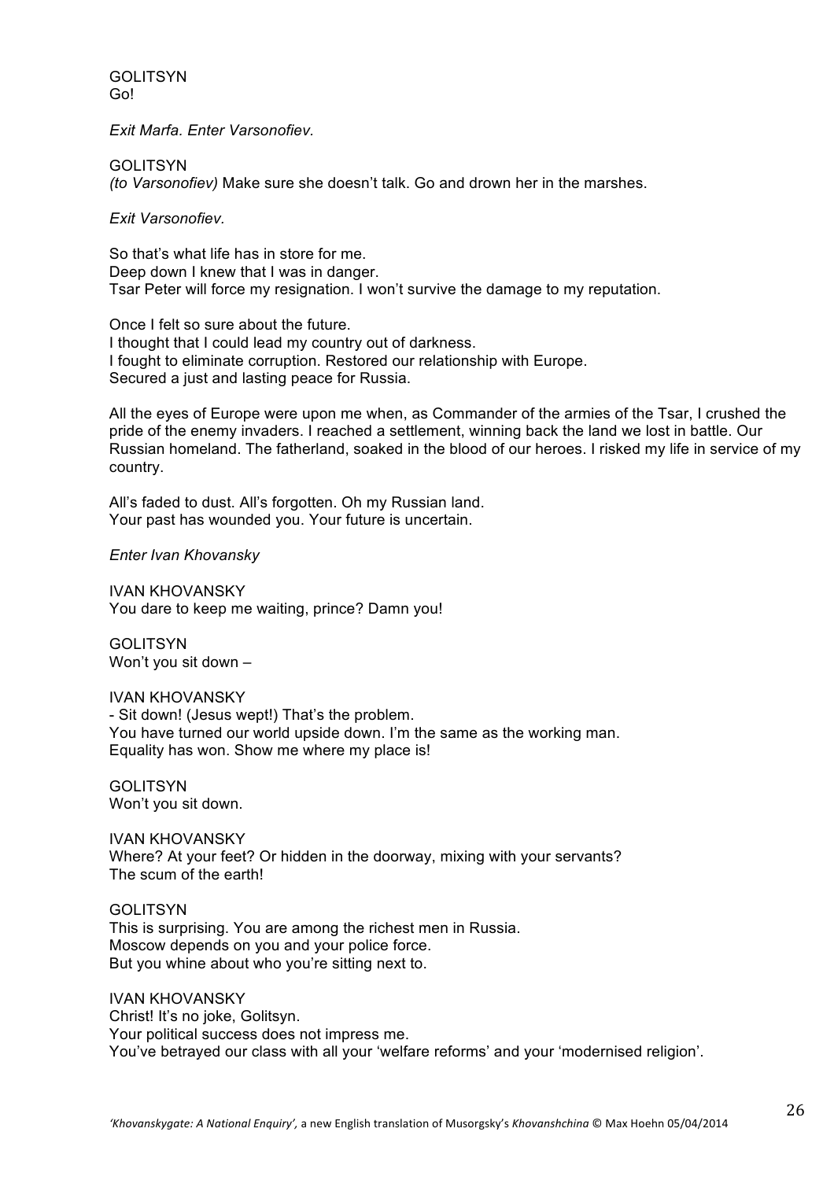GOLITSYN
Go!

*Exit Marfa. Enter Varsonofiev.*

GOLITSYN
*(to Varsonofiev)* Make sure she doesn't talk. Go and drown her in the marshes.

*Exit Varsonofiev.*

So that's what life has in store for me.
Deep down I knew that I was in danger.
Tsar Peter will force my resignation. I won't survive the damage to my reputation.

Once I felt so sure about the future.
I thought that I could lead my country out of darkness.
I fought to eliminate corruption. Restored our relationship with Europe.
Secured a just and lasting peace for Russia.

All the eyes of Europe were upon me when, as Commander of the armies of the Tsar, I crushed the pride of the enemy invaders. I reached a settlement, winning back the land we lost in battle. Our Russian homeland. The fatherland, soaked in the blood of our heroes. I risked my life in service of my country.

All's faded to dust. All's forgotten. Oh my Russian land.
Your past has wounded you. Your future is uncertain.

*Enter Ivan Khovansky*

IVAN KHOVANSKY
You dare to keep me waiting, prince? Damn you!

GOLITSYN
Won't you sit down –

IVAN KHOVANSKY
- Sit down! (Jesus wept!) That's the problem.
You have turned our world upside down. I'm the same as the working man.
Equality has won. Show me where my place is!

GOLITSYN
Won't you sit down.

IVAN KHOVANSKY
Where? At your feet? Or hidden in the doorway, mixing with your servants?
The scum of the earth!

GOLITSYN
This is surprising. You are among the richest men in Russia.
Moscow depends on you and your police force.
But you whine about who you're sitting next to.

IVAN KHOVANSKY
Christ! It's no joke, Golitsyn.
Your political success does not impress me.
You've betrayed our class with all your 'welfare reforms' and your 'modernised religion'.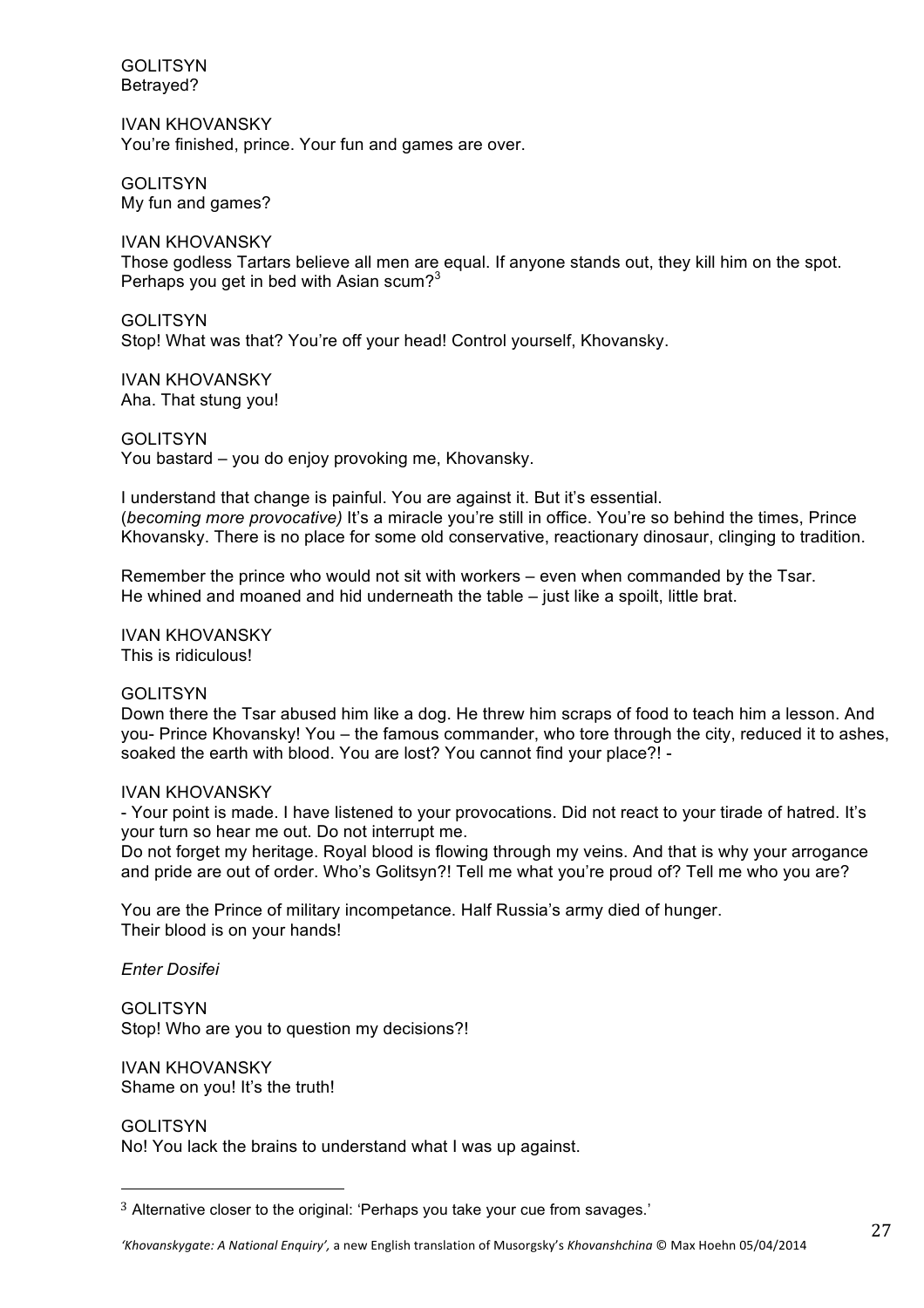GOLITSYN
Betrayed?

IVAN KHOVANSKY
You're finished, prince. Your fun and games are over.

GOLITSYN
My fun and games?

IVAN KHOVANSKY
Those godless Tartars believe all men are equal. If anyone stands out, they kill him on the spot. Perhaps you get in bed with Asian scum?[3]

GOLITSYN
Stop! What was that? You're off your head! Control yourself, Khovansky.

IVAN KHOVANSKY
Aha. That stung you!

GOLITSYN
You bastard – you do enjoy provoking me, Khovansky.

I understand that change is painful. You are against it. But it's essential.
(*becoming more provocative)* It's a miracle you're still in office. You're so behind the times, Prince Khovansky. There is no place for some old conservative, reactionary dinosaur, clinging to tradition.

Remember the prince who would not sit with workers – even when commanded by the Tsar.
He whined and moaned and hid underneath the table – just like a spoilt, little brat.

IVAN KHOVANSKY
This is ridiculous!

GOLITSYN
Down there the Tsar abused him like a dog. He threw him scraps of food to teach him a lesson. And you- Prince Khovansky! You – the famous commander, who tore through the city, reduced it to ashes, soaked the earth with blood. You are lost? You cannot find your place?! -

IVAN KHOVANSKY
- Your point is made. I have listened to your provocations. Did not react to your tirade of hatred. It's your turn so hear me out. Do not interrupt me.
Do not forget my heritage. Royal blood is flowing through my veins. And that is why your arrogance and pride are out of order. Who's Golitsyn?! Tell me what you're proud of? Tell me who you are?

You are the Prince of military incompetance. Half Russia's army died of hunger.
Their blood is on your hands!

*Enter Dosifei*

GOLITSYN
Stop! Who are you to question my decisions?!

IVAN KHOVANSKY
Shame on you! It's the truth!

GOLITSYN
No! You lack the brains to understand what I was up against.

---

[3] Alternative closer to the original: 'Perhaps you take your cue from savages.'

*'Khovanskygate: A National Enquiry',* a new English translation of Musorgsky's *Khovanshchina* © Max Hoehn 05/04/2014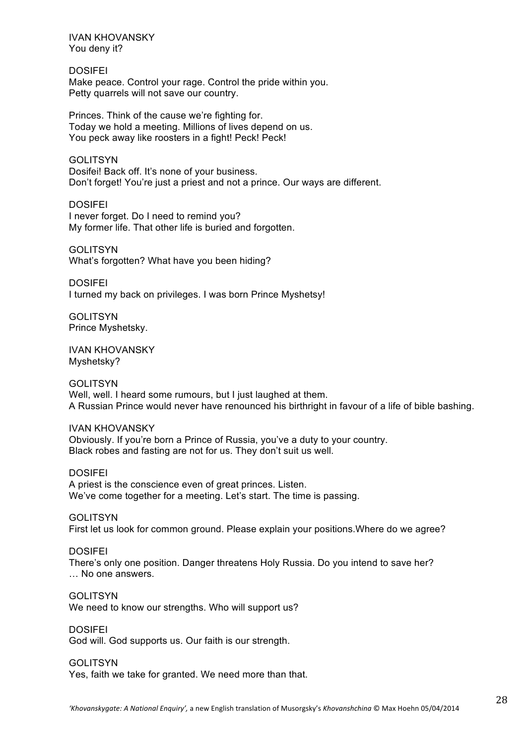IVAN KHOVANSKY
You deny it?

DOSIFEI
Make peace. Control your rage. Control the pride within you.
Petty quarrels will not save our country.

Princes. Think of the cause we're fighting for.
Today we hold a meeting. Millions of lives depend on us.
You peck away like roosters in a fight! Peck! Peck!

GOLITSYN
Dosifei! Back off. It's none of your business.
Don't forget! You're just a priest and not a prince. Our ways are different.

DOSIFEI
I never forget. Do I need to remind you?
My former life. That other life is buried and forgotten.

GOLITSYN
What's forgotten? What have you been hiding?

DOSIFEI
I turned my back on privileges. I was born Prince Myshetsy!

GOLITSYN
Prince Myshetsky.

IVAN KHOVANSKY
Myshetsky?

GOLITSYN
Well, well. I heard some rumours, but I just laughed at them.
A Russian Prince would never have renounced his birthright in favour of a life of bible bashing.

IVAN KHOVANSKY
Obviously. If you're born a Prince of Russia, you've a duty to your country.
Black robes and fasting are not for us. They don't suit us well.

DOSIFEI
A priest is the conscience even of great princes. Listen.
We've come together for a meeting. Let's start. The time is passing.

GOLITSYN
First let us look for common ground. Please explain your positions.Where do we agree?

DOSIFEI
There's only one position. Danger threatens Holy Russia. Do you intend to save her?
… No one answers.

GOLITSYN
We need to know our strengths. Who will support us?

DOSIFEI
God will. God supports us. Our faith is our strength.

GOLITSYN
Yes, faith we take for granted. We need more than that.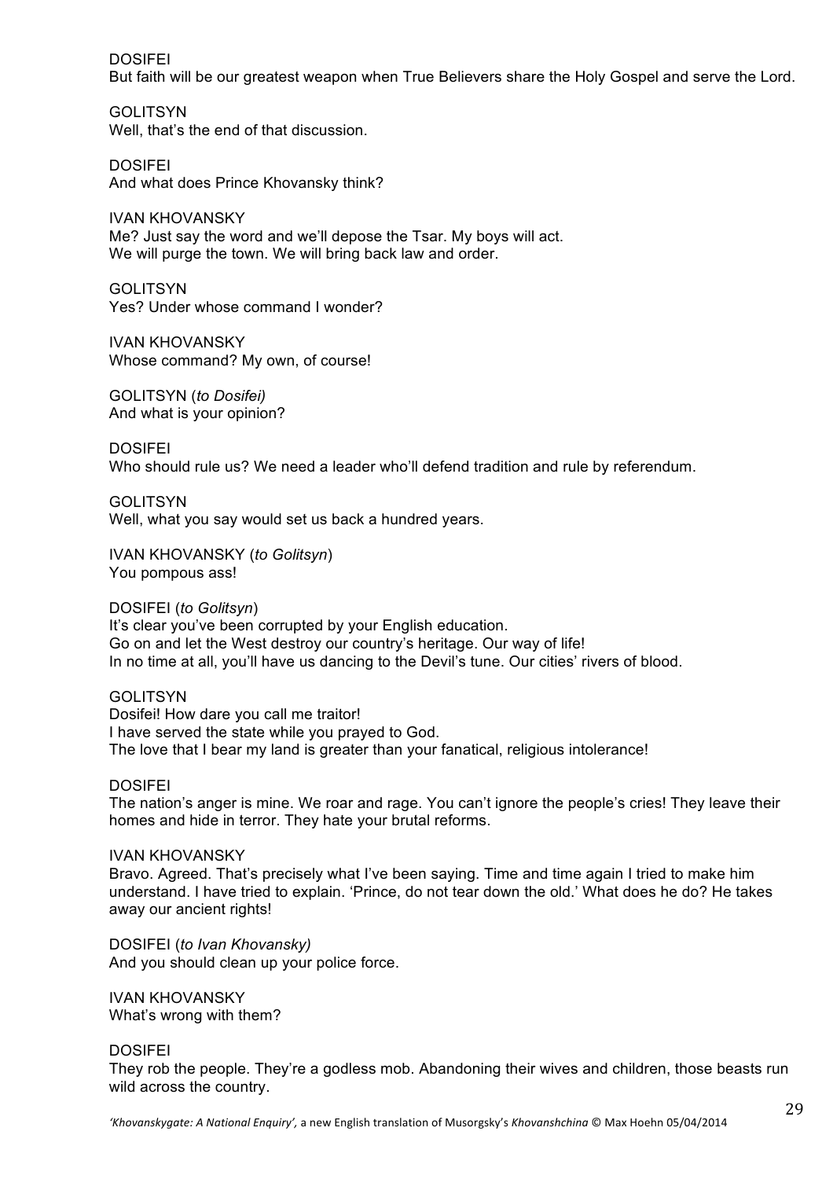DOSIFEI
But faith will be our greatest weapon when True Believers share the Holy Gospel and serve the Lord.

GOLITSYN
Well, that's the end of that discussion.

DOSIFEI
And what does Prince Khovansky think?

IVAN KHOVANSKY
Me? Just say the word and we'll depose the Tsar. My boys will act.
We will purge the town. We will bring back law and order.

GOLITSYN
Yes? Under whose command I wonder?

IVAN KHOVANSKY
Whose command? My own, of course!

GOLITSYN (*to Dosifei)*
And what is your opinion?

DOSIFEI
Who should rule us? We need a leader who'll defend tradition and rule by referendum.

GOLITSYN
Well, what you say would set us back a hundred years.

IVAN KHOVANSKY (*to Golitsyn*)
You pompous ass!

DOSIFEI (*to Golitsyn*)
It's clear you've been corrupted by your English education.
Go on and let the West destroy our country's heritage. Our way of life!
In no time at all, you'll have us dancing to the Devil's tune. Our cities' rivers of blood.

GOLITSYN
Dosifei! How dare you call me traitor!
I have served the state while you prayed to God.
The love that I bear my land is greater than your fanatical, religious intolerance!

DOSIFEI
The nation's anger is mine. We roar and rage. You can't ignore the people's cries! They leave their homes and hide in terror. They hate your brutal reforms.

IVAN KHOVANSKY
Bravo. Agreed. That's precisely what I've been saying. Time and time again I tried to make him understand. I have tried to explain. 'Prince, do not tear down the old.' What does he do? He takes away our ancient rights!

DOSIFEI (*to Ivan Khovansky)*
And you should clean up your police force.

IVAN KHOVANSKY
What's wrong with them?

DOSIFEI
They rob the people. They're a godless mob. Abandoning their wives and children, those beasts run wild across the country.

*'Khovanskygate: A National Enquiry',* a new English translation of Musorgsky's *Khovanshchina* © Max Hoehn 05/04/2014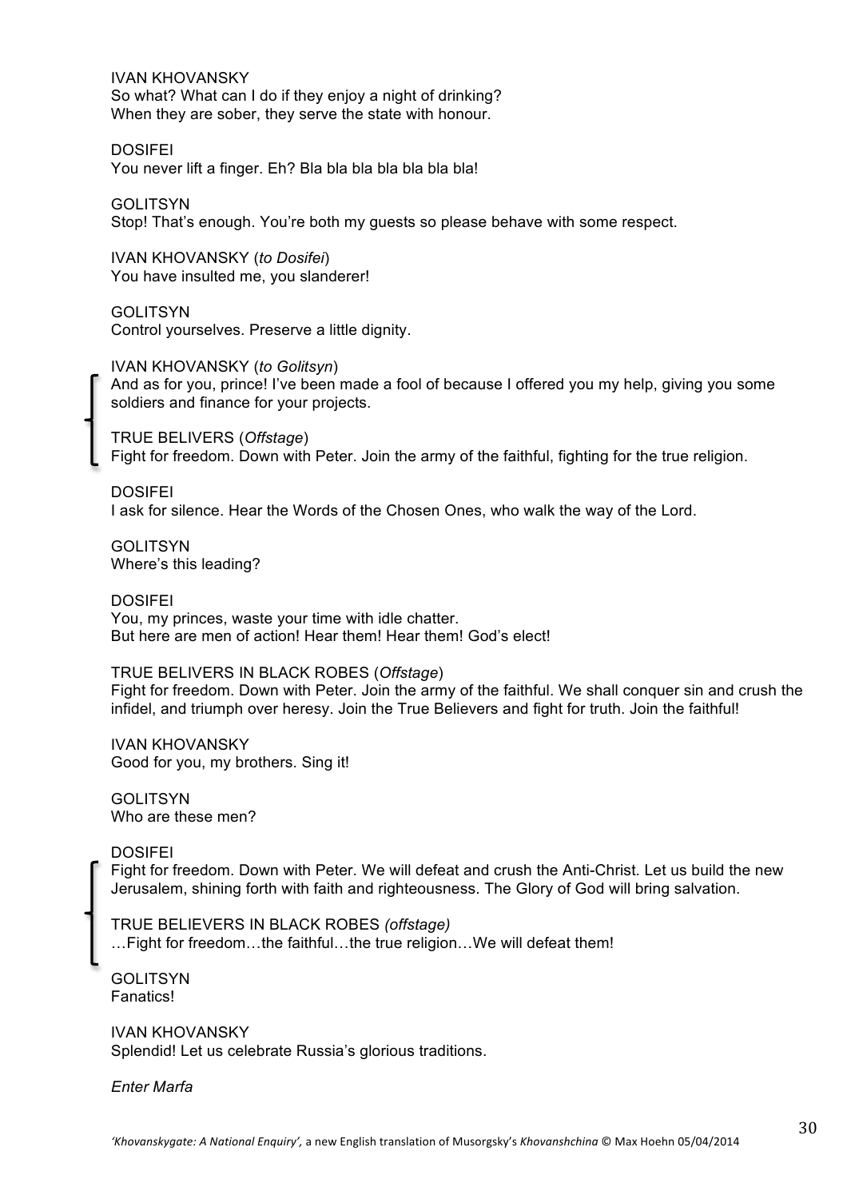IVAN KHOVANSKY
So what? What can I do if they enjoy a night of drinking?
When they are sober, they serve the state with honour.

DOSIFEI
You never lift a finger. Eh? Bla bla bla bla bla bla bla!

GOLITSYN
Stop! That's enough. You're both my guests so please behave with some respect.

IVAN KHOVANSKY (*to Dosifei*)
You have insulted me, you slanderer!

GOLITSYN
Control yourselves. Preserve a little dignity.

IVAN KHOVANSKY (*to Golitsyn*)
And as for you, prince! I've been made a fool of because I offered you my help, giving you some soldiers and finance for your projects.

TRUE BELIVERS (*Offstage*)
Fight for freedom. Down with Peter. Join the army of the faithful, fighting for the true religion.

DOSIFEI
I ask for silence. Hear the Words of the Chosen Ones, who walk the way of the Lord.

GOLITSYN
Where's this leading?

DOSIFEI
You, my princes, waste your time with idle chatter.
But here are men of action! Hear them! Hear them! God's elect!

TRUE BELIVERS IN BLACK ROBES (*Offstage*)
Fight for freedom. Down with Peter. Join the army of the faithful. We shall conquer sin and crush the infidel, and triumph over heresy. Join the True Believers and fight for truth. Join the faithful!

IVAN KHOVANSKY
Good for you, my brothers. Sing it!

GOLITSYN
Who are these men?

DOSIFEI
Fight for freedom. Down with Peter. We will defeat and crush the Anti-Christ. Let us build the new Jerusalem, shining forth with faith and righteousness. The Glory of God will bring salvation.

TRUE BELIEVERS IN BLACK ROBES *(offstage)*
…Fight for freedom…the faithful…the true religion…We will defeat them!

GOLITSYN
Fanatics!

IVAN KHOVANSKY
Splendid! Let us celebrate Russia's glorious traditions.

*Enter Marfa*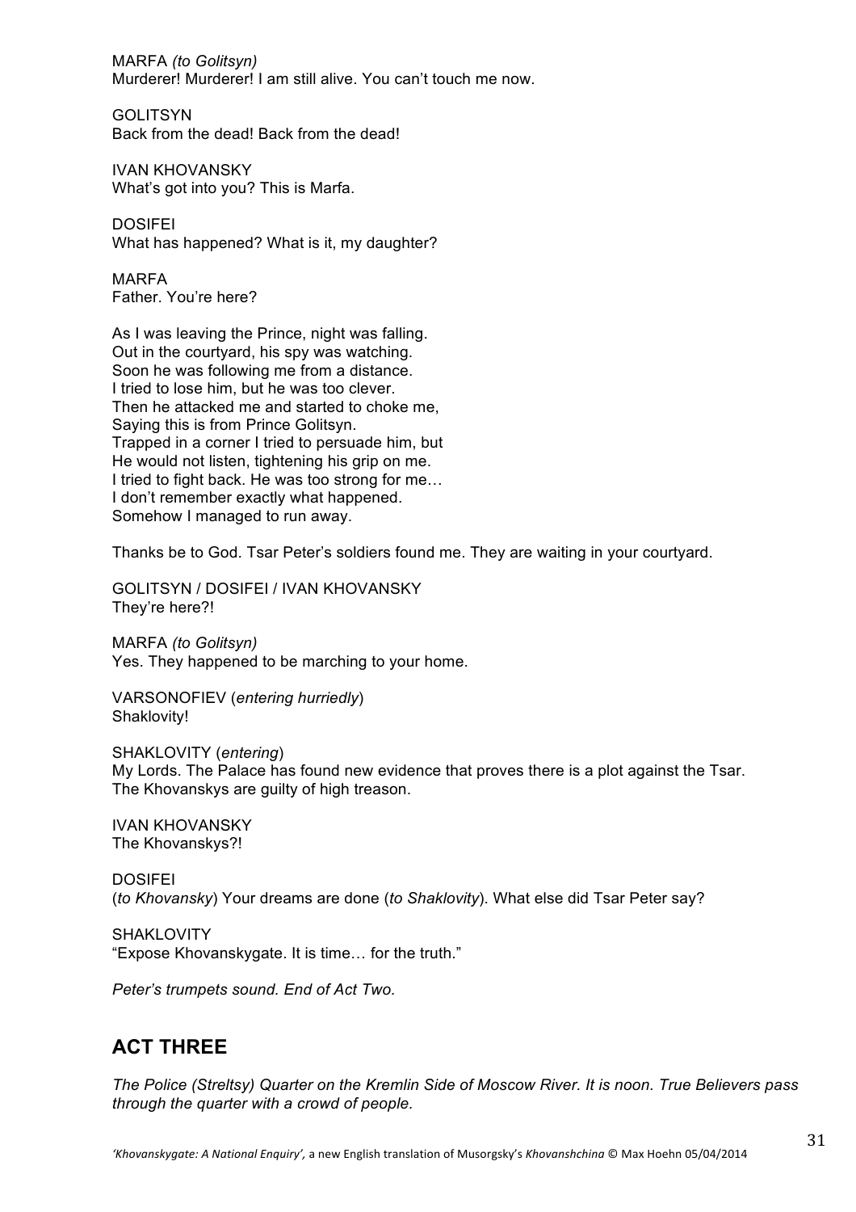MARFA *(to Golitsyn)*
Murderer! Murderer! I am still alive. You can't touch me now.

GOLITSYN
Back from the dead! Back from the dead!

IVAN KHOVANSKY
What's got into you? This is Marfa.

DOSIFEI
What has happened? What is it, my daughter?

MARFA
Father. You're here?

As I was leaving the Prince, night was falling.
Out in the courtyard, his spy was watching.
Soon he was following me from a distance.
I tried to lose him, but he was too clever.
Then he attacked me and started to choke me,
Saying this is from Prince Golitsyn.
Trapped in a corner I tried to persuade him, but
He would not listen, tightening his grip on me.
I tried to fight back. He was too strong for me…
I don't remember exactly what happened.
Somehow I managed to run away.

Thanks be to God. Tsar Peter's soldiers found me. They are waiting in your courtyard.

GOLITSYN / DOSIFEI / IVAN KHOVANSKY
They're here?!

MARFA *(to Golitsyn)*
Yes. They happened to be marching to your home.

VARSONOFIEV (*entering hurriedly*)
Shaklovity!

SHAKLOVITY (*entering*)
My Lords. The Palace has found new evidence that proves there is a plot against the Tsar. The Khovanskys are guilty of high treason.

IVAN KHOVANSKY
The Khovanskys?!

DOSIFEI
(*to Khovansky*) Your dreams are done (*to Shaklovity*). What else did Tsar Peter say?

SHAKLOVITY
"Expose Khovanskygate. It is time… for the truth."

*Peter's trumpets sound. End of Act Two.*

## ACT THREE

*The Police (Streltsy) Quarter on the Kremlin Side of Moscow River. It is noon. True Believers pass through the quarter with a crowd of people.*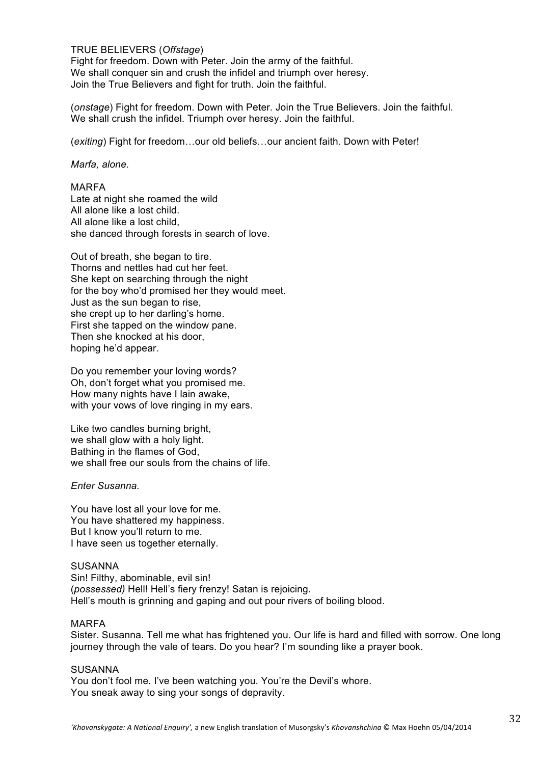TRUE BELIEVERS (*Offstage*)
Fight for freedom. Down with Peter. Join the army of the faithful.
We shall conquer sin and crush the infidel and triumph over heresy.
Join the True Believers and fight for truth. Join the faithful.

(*onstage*) Fight for freedom. Down with Peter. Join the True Believers. Join the faithful.
We shall crush the infidel. Triumph over heresy. Join the faithful.

(*exiting*) Fight for freedom…our old beliefs…our ancient faith. Down with Peter!

*Marfa, alone.*

MARFA
Late at night she roamed the wild
All alone like a lost child.
All alone like a lost child,
she danced through forests in search of love.

Out of breath, she began to tire.
Thorns and nettles had cut her feet.
She kept on searching through the night
for the boy who'd promised her they would meet.
Just as the sun began to rise,
she crept up to her darling's home.
First she tapped on the window pane.
Then she knocked at his door,
hoping he'd appear.

Do you remember your loving words?
Oh, don't forget what you promised me.
How many nights have I lain awake,
with your vows of love ringing in my ears.

Like two candles burning bright,
we shall glow with a holy light.
Bathing in the flames of God,
we shall free our souls from the chains of life.

*Enter Susanna.*

You have lost all your love for me.
You have shattered my happiness.
But I know you'll return to me.
I have seen us together eternally.

SUSANNA
Sin! Filthy, abominable, evil sin!
(*possessed)* Hell! Hell's fiery frenzy! Satan is rejoicing.
Hell's mouth is grinning and gaping and out pour rivers of boiling blood.

MARFA
Sister. Susanna. Tell me what has frightened you. Our life is hard and filled with sorrow. One long journey through the vale of tears. Do you hear? I'm sounding like a prayer book.

SUSANNA
You don't fool me. I've been watching you. You're the Devil's whore.
You sneak away to sing your songs of depravity.

*'Khovanskygate: A National Enquiry',* a new English translation of Musorgsky's *Khovanshchina* © Max Hoehn 05/04/2014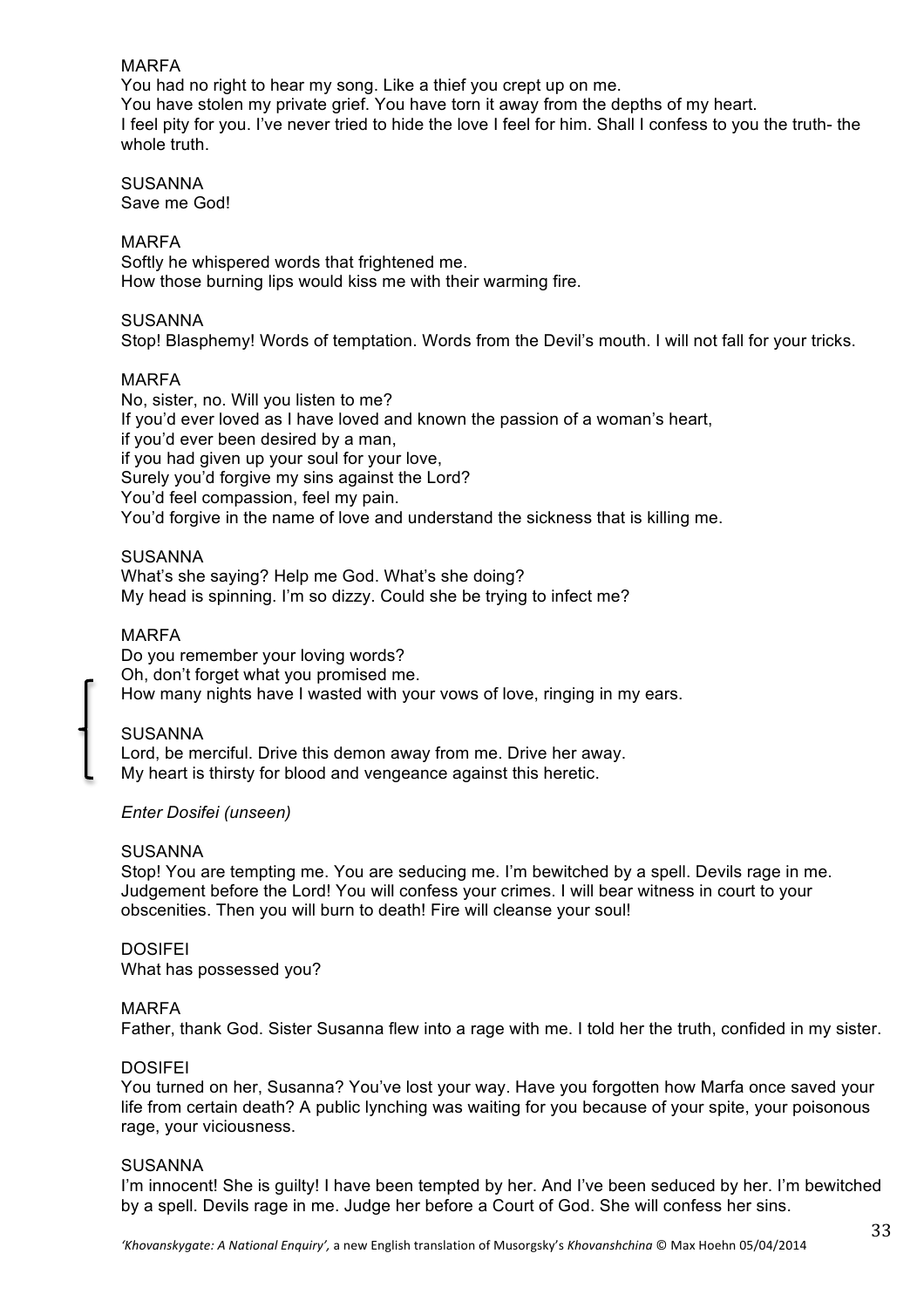MARFA
You had no right to hear my song. Like a thief you crept up on me.
You have stolen my private grief. You have torn it away from the depths of my heart.
I feel pity for you. I've never tried to hide the love I feel for him. Shall I confess to you the truth- the whole truth.

SUSANNA
Save me God!

MARFA
Softly he whispered words that frightened me.
How those burning lips would kiss me with their warming fire.

SUSANNA
Stop! Blasphemy! Words of temptation. Words from the Devil's mouth. I will not fall for your tricks.

MARFA
No, sister, no. Will you listen to me?
If you'd ever loved as I have loved and known the passion of a woman's heart,
if you'd ever been desired by a man,
if you had given up your soul for your love,
Surely you'd forgive my sins against the Lord?
You'd feel compassion, feel my pain.
You'd forgive in the name of love and understand the sickness that is killing me.

SUSANNA
What's she saying? Help me God. What's she doing?
My head is spinning. I'm so dizzy. Could she be trying to infect me?

MARFA
Do you remember your loving words?
Oh, don't forget what you promised me.
How many nights have I wasted with your vows of love, ringing in my ears.

SUSANNA
Lord, be merciful. Drive this demon away from me. Drive her away.
My heart is thirsty for blood and vengeance against this heretic.

*Enter Dosifei (unseen)*

SUSANNA
Stop! You are tempting me. You are seducing me. I'm bewitched by a spell. Devils rage in me. Judgement before the Lord! You will confess your crimes. I will bear witness in court to your obscenities. Then you will burn to death! Fire will cleanse your soul!

DOSIFEI
What has possessed you?

MARFA
Father, thank God. Sister Susanna flew into a rage with me. I told her the truth, confided in my sister.

DOSIFEI
You turned on her, Susanna? You've lost your way. Have you forgotten how Marfa once saved your life from certain death? A public lynching was waiting for you because of your spite, your poisonous rage, your viciousness.

SUSANNA
I'm innocent! She is guilty! I have been tempted by her. And I've been seduced by her. I'm bewitched by a spell. Devils rage in me. Judge her before a Court of God. She will confess her sins.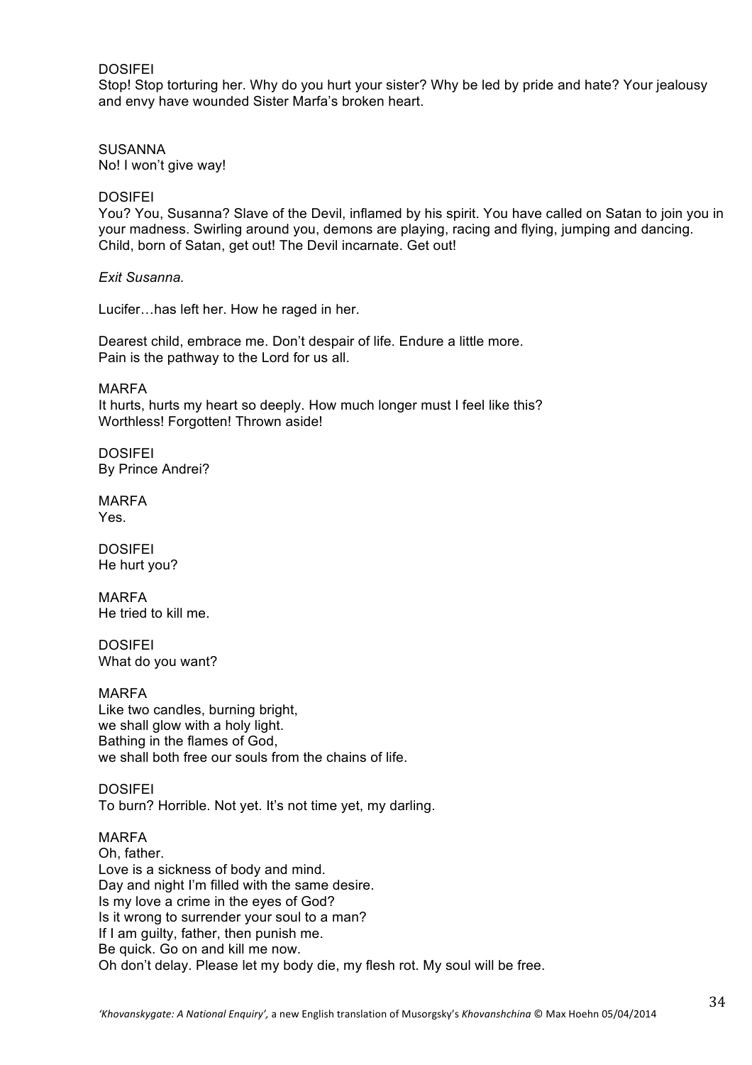DOSIFEI
Stop! Stop torturing her. Why do you hurt your sister? Why be led by pride and hate? Your jealousy and envy have wounded Sister Marfa's broken heart.

SUSANNA
No! I won't give way!

DOSIFEI
You? You, Susanna? Slave of the Devil, inflamed by his spirit. You have called on Satan to join you in your madness. Swirling around you, demons are playing, racing and flying, jumping and dancing. Child, born of Satan, get out! The Devil incarnate. Get out!

*Exit Susanna.*

Lucifer…has left her. How he raged in her.

Dearest child, embrace me. Don't despair of life. Endure a little more.
Pain is the pathway to the Lord for us all.

MARFA
It hurts, hurts my heart so deeply. How much longer must I feel like this?
Worthless! Forgotten! Thrown aside!

DOSIFEI
By Prince Andrei?

MARFA
Yes.

DOSIFEI
He hurt you?

MARFA
He tried to kill me.

DOSIFEI
What do you want?

MARFA
Like two candles, burning bright,
we shall glow with a holy light.
Bathing in the flames of God,
we shall both free our souls from the chains of life.

DOSIFEI
To burn? Horrible. Not yet. It's not time yet, my darling.

MARFA
Oh, father.
Love is a sickness of body and mind.
Day and night I'm filled with the same desire.
Is my love a crime in the eyes of God?
Is it wrong to surrender your soul to a man?
If I am guilty, father, then punish me.
Be quick. Go on and kill me now.
Oh don't delay. Please let my body die, my flesh rot. My soul will be free.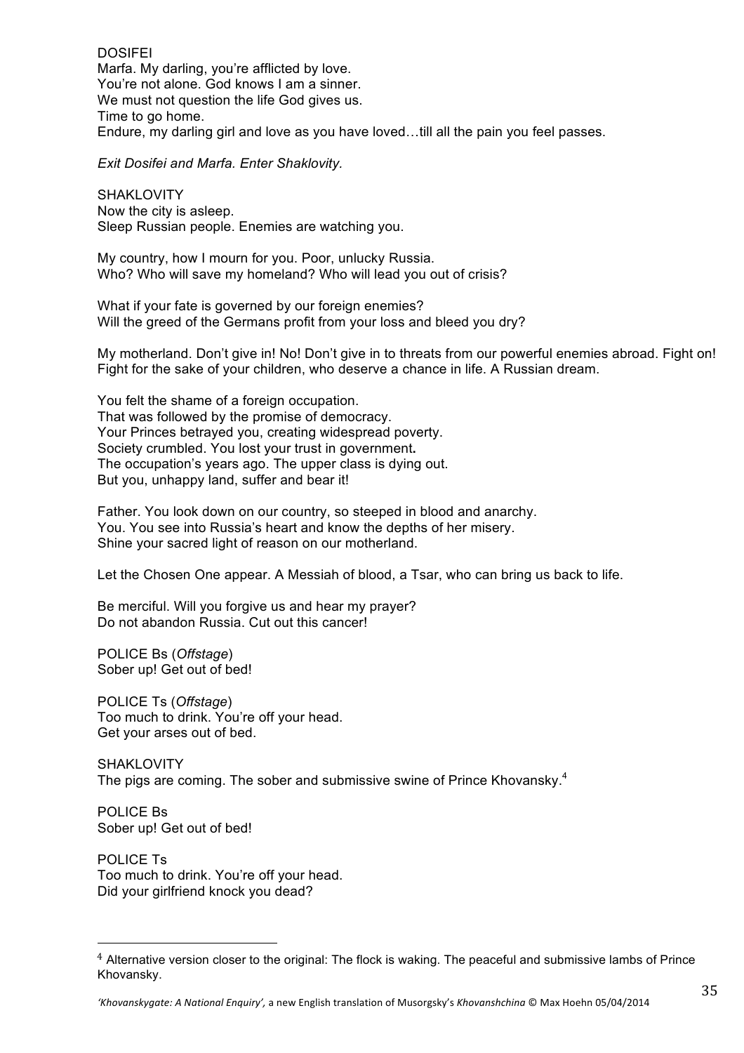DOSIFEI
Marfa. My darling, you're afflicted by love.
You're not alone. God knows I am a sinner.
We must not question the life God gives us.
Time to go home.
Endure, my darling girl and love as you have loved…till all the pain you feel passes.

*Exit Dosifei and Marfa. Enter Shaklovity.*

SHAKLOVITY
Now the city is asleep.
Sleep Russian people. Enemies are watching you.

My country, how I mourn for you. Poor, unlucky Russia.
Who? Who will save my homeland? Who will lead you out of crisis?

What if your fate is governed by our foreign enemies?
Will the greed of the Germans profit from your loss and bleed you dry?

My motherland. Don't give in! No! Don't give in to threats from our powerful enemies abroad. Fight on! Fight for the sake of your children, who deserve a chance in life. A Russian dream.

You felt the shame of a foreign occupation.
That was followed by the promise of democracy.
Your Princes betrayed you, creating widespread poverty.
Society crumbled. You lost your trust in government**.**
The occupation's years ago. The upper class is dying out.
But you, unhappy land, suffer and bear it!

Father. You look down on our country, so steeped in blood and anarchy.
You. You see into Russia's heart and know the depths of her misery.
Shine your sacred light of reason on our motherland.

Let the Chosen One appear. A Messiah of blood, a Tsar, who can bring us back to life.

Be merciful. Will you forgive us and hear my prayer?
Do not abandon Russia. Cut out this cancer!

POLICE Bs (*Offstage*)
Sober up! Get out of bed!

POLICE Ts (*Offstage*)
Too much to drink. You're off your head.
Get your arses out of bed.

SHAKLOVITY
The pigs are coming. The sober and submissive swine of Prince Khovansky.[4]

POLICE Bs
Sober up! Get out of bed!

POLICE Ts
Too much to drink. You're off your head.
Did your girlfriend knock you dead?

---

[4] Alternative version closer to the original: The flock is waking. The peaceful and submissive lambs of Prince Khovansky.

*'Khovanskygate: A National Enquiry',* a new English translation of Musorgsky's *Khovanshchina* © Max Hoehn 05/04/2014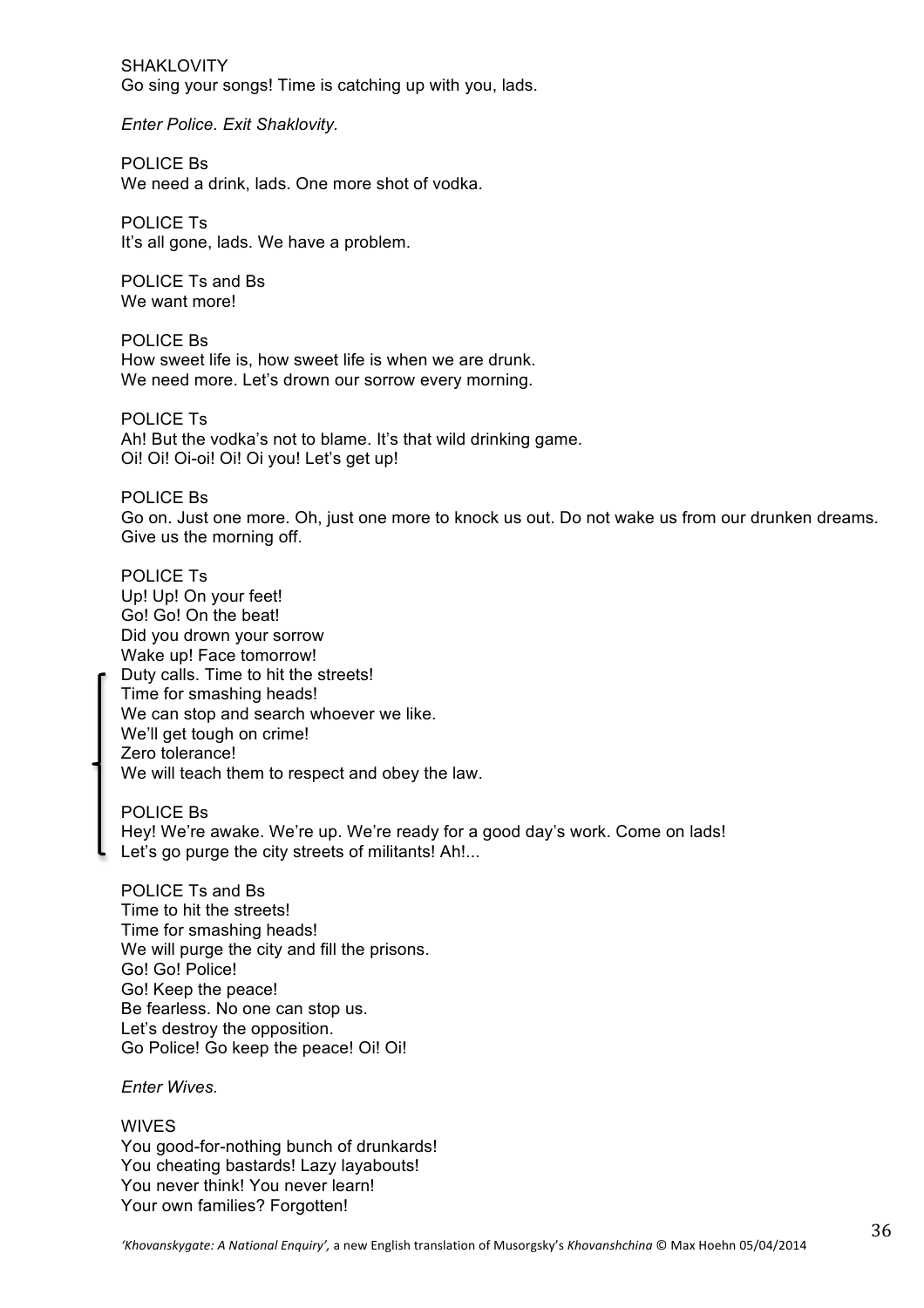SHAKLOVITY
Go sing your songs! Time is catching up with you, lads.

*Enter Police. Exit Shaklovity.*

POLICE Bs
We need a drink, lads. One more shot of vodka.

POLICE Ts
It's all gone, lads. We have a problem.

POLICE Ts and Bs
We want more!

POLICE Bs
How sweet life is, how sweet life is when we are drunk.
We need more. Let's drown our sorrow every morning.

POLICE Ts
Ah! But the vodka's not to blame. It's that wild drinking game.
Oi! Oi! Oi-oi! Oi! Oi you! Let's get up!

POLICE Bs
Go on. Just one more. Oh, just one more to knock us out. Do not wake us from our drunken dreams.
Give us the morning off.

POLICE Ts
Up! Up! On your feet!
Go! Go! On the beat!
Did you drown your sorrow
Wake up! Face tomorrow!
Duty calls. Time to hit the streets!
Time for smashing heads!
We can stop and search whoever we like.
We'll get tough on crime!
Zero tolerance!
We will teach them to respect and obey the law.

POLICE Bs
Hey! We're awake. We're up. We're ready for a good day's work. Come on lads!
Let's go purge the city streets of militants! Ah!...

POLICE Ts and Bs
Time to hit the streets!
Time for smashing heads!
We will purge the city and fill the prisons.
Go! Go! Police!
Go! Keep the peace!
Be fearless. No one can stop us.
Let's destroy the opposition.
Go Police! Go keep the peace! Oi! Oi!

*Enter Wives.*

WIVES
You good-for-nothing bunch of drunkards!
You cheating bastards! Lazy layabouts!
You never think! You never learn!
Your own families? Forgotten!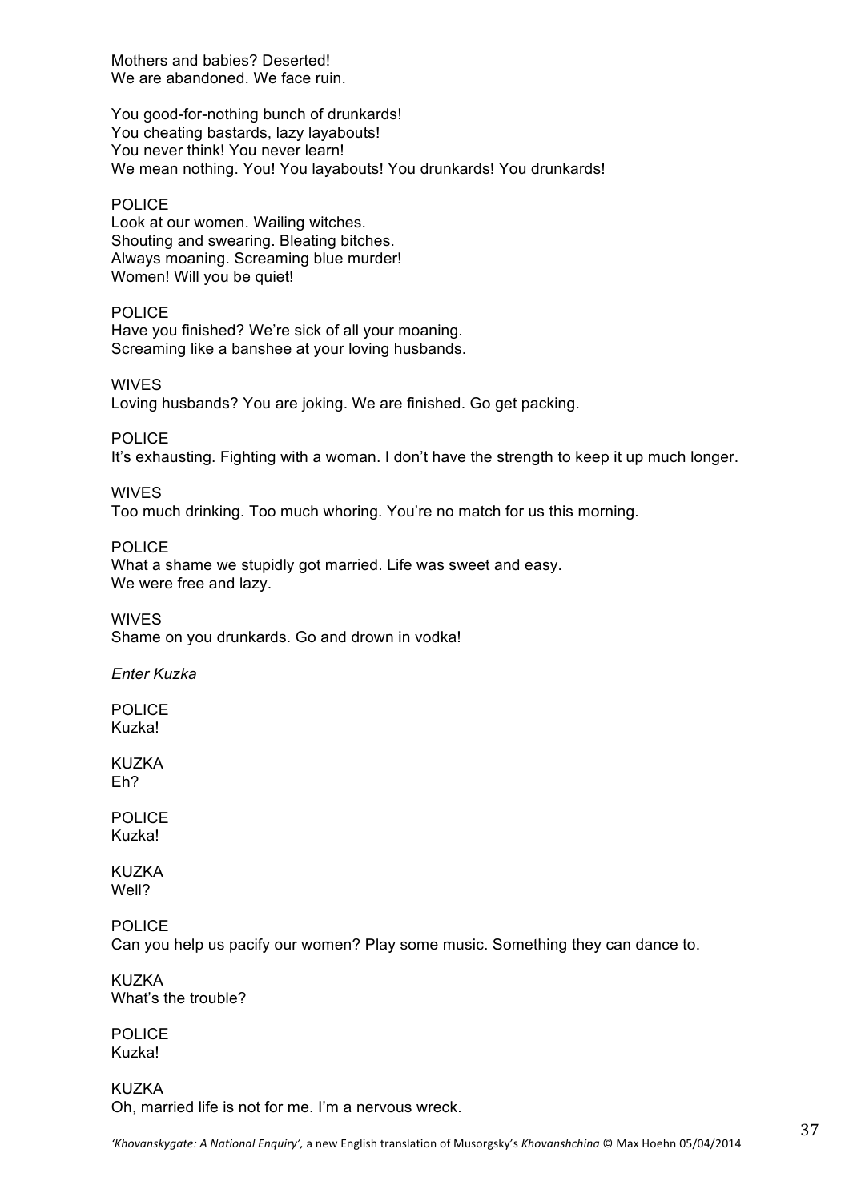Mothers and babies? Deserted!
We are abandoned. We face ruin.

You good-for-nothing bunch of drunkards!
You cheating bastards, lazy layabouts!
You never think! You never learn!
We mean nothing. You! You layabouts! You drunkards! You drunkards!

POLICE
Look at our women. Wailing witches.
Shouting and swearing. Bleating bitches.
Always moaning. Screaming blue murder!
Women! Will you be quiet!

POLICE
Have you finished? We're sick of all your moaning.
Screaming like a banshee at your loving husbands.

WIVES
Loving husbands? You are joking. We are finished. Go get packing.

POLICE
It's exhausting. Fighting with a woman. I don't have the strength to keep it up much longer.

WIVES
Too much drinking. Too much whoring. You're no match for us this morning.

POLICE
What a shame we stupidly got married. Life was sweet and easy.
We were free and lazy.

WIVES
Shame on you drunkards. Go and drown in vodka!

*Enter Kuzka*

POLICE
Kuzka!

KUZKA
Eh?

POLICE
Kuzka!

KUZKA
Well?

POLICE
Can you help us pacify our women? Play some music. Something they can dance to.

KUZKA
What's the trouble?

POLICE
Kuzka!

KUZKA
Oh, married life is not for me. I'm a nervous wreck.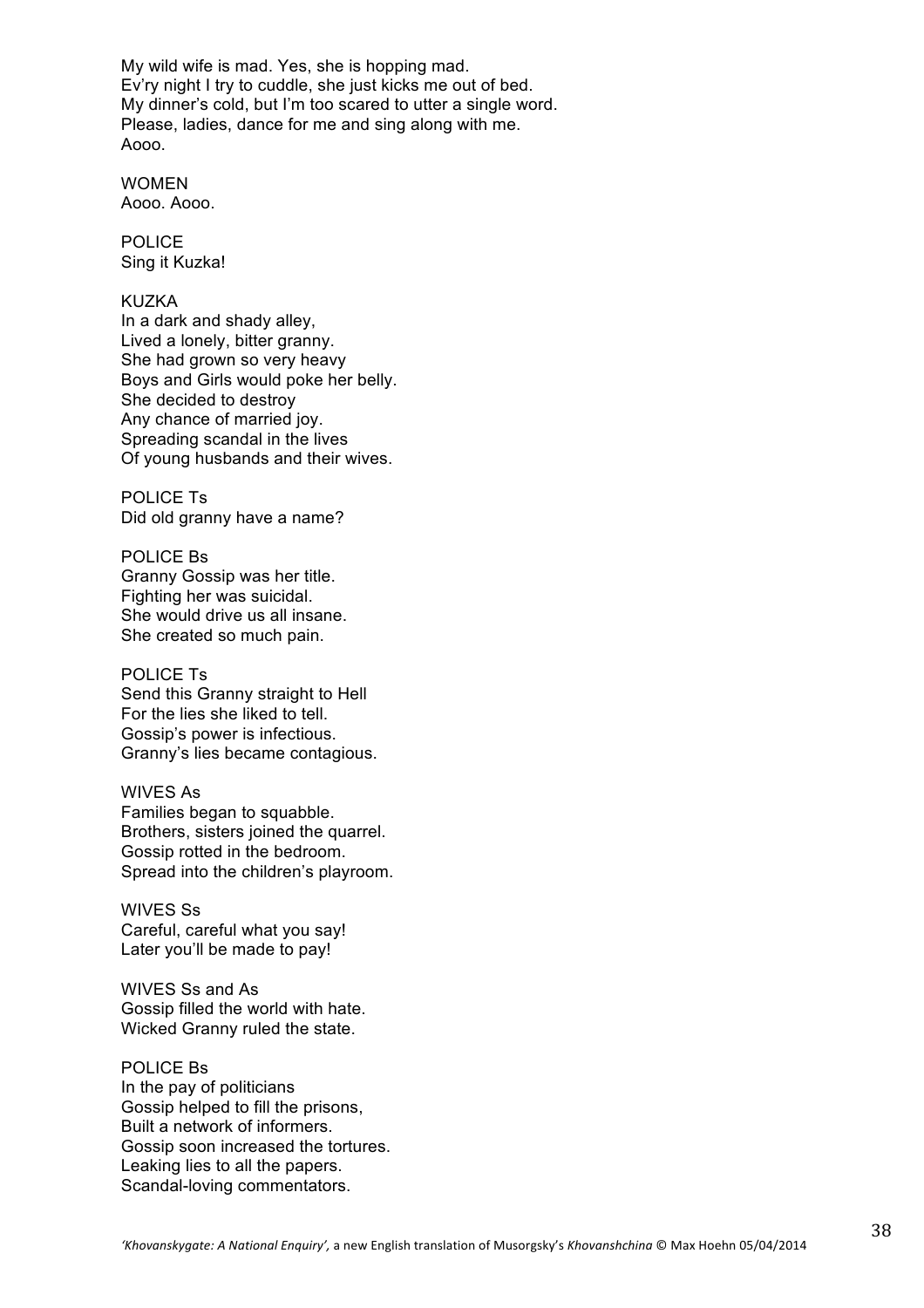My wild wife is mad. Yes, she is hopping mad.
Ev'ry night I try to cuddle, she just kicks me out of bed.
My dinner's cold, but I'm too scared to utter a single word.
Please, ladies, dance for me and sing along with me.
Aooo.

WOMEN
Aooo. Aooo.

POLICE
Sing it Kuzka!

KUZKA
In a dark and shady alley,
Lived a lonely, bitter granny.
She had grown so very heavy
Boys and Girls would poke her belly.
She decided to destroy
Any chance of married joy.
Spreading scandal in the lives
Of young husbands and their wives.

POLICE Ts
Did old granny have a name?

POLICE Bs
Granny Gossip was her title.
Fighting her was suicidal.
She would drive us all insane.
She created so much pain.

POLICE Ts
Send this Granny straight to Hell
For the lies she liked to tell.
Gossip's power is infectious.
Granny's lies became contagious.

WIVES As
Families began to squabble.
Brothers, sisters joined the quarrel.
Gossip rotted in the bedroom.
Spread into the children's playroom.

WIVES Ss
Careful, careful what you say!
Later you'll be made to pay!

WIVES Ss and As
Gossip filled the world with hate.
Wicked Granny ruled the state.

POLICE Bs
In the pay of politicians
Gossip helped to fill the prisons,
Built a network of informers.
Gossip soon increased the tortures.
Leaking lies to all the papers.
Scandal-loving commentators.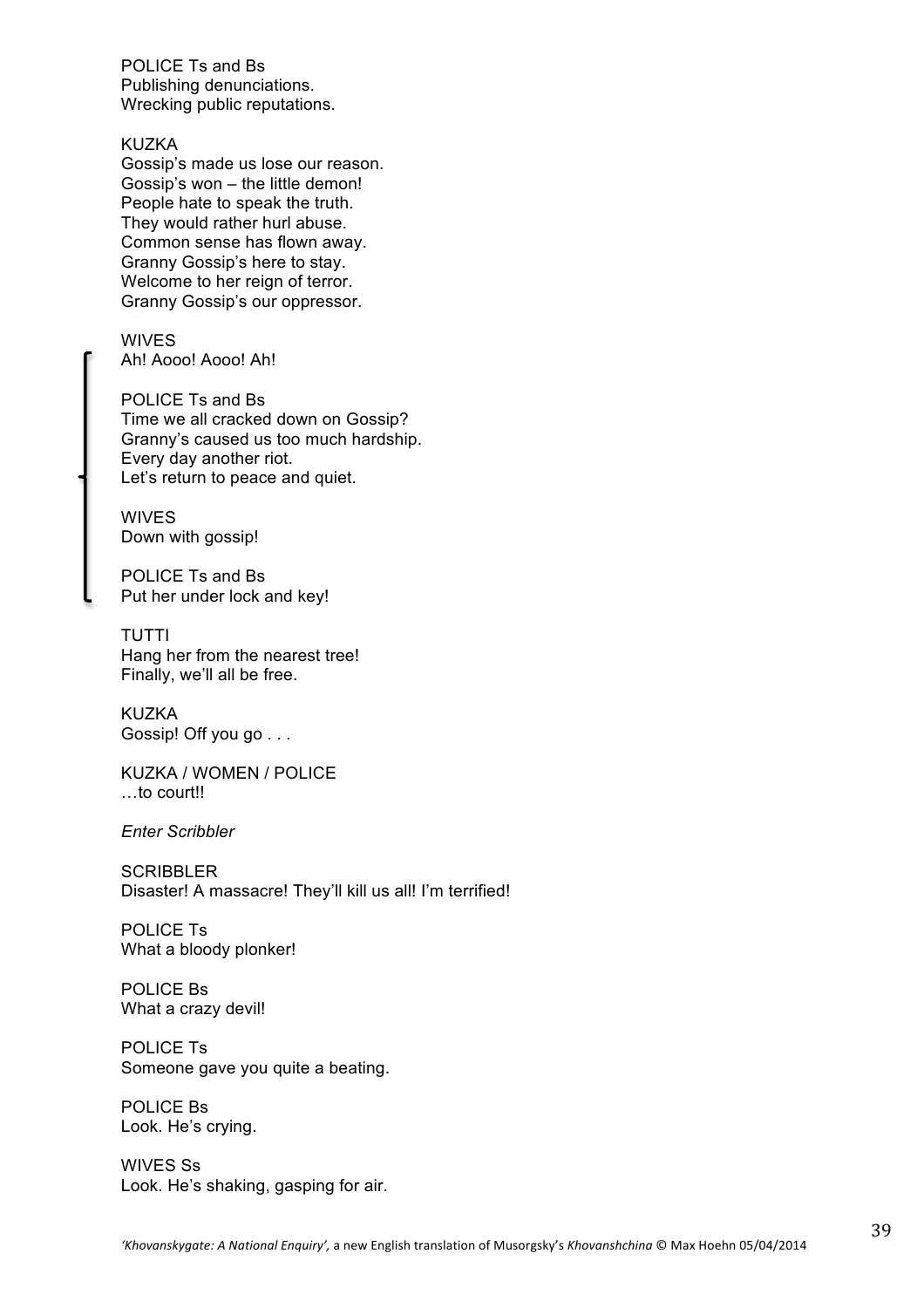POLICE Ts and Bs
Publishing denunciations.
Wrecking public reputations.

KUZKA
Gossip's made us lose our reason.
Gossip's won – the little demon!
People hate to speak the truth.
They would rather hurl abuse.
Common sense has flown away.
Granny Gossip's here to stay.
Welcome to her reign of terror.
Granny Gossip's our oppressor.

WIVES
Ah! Aooo! Aooo! Ah!

POLICE Ts and Bs
Time we all cracked down on Gossip?
Granny's caused us too much hardship.
Every day another riot.
Let's return to peace and quiet.

WIVES
Down with gossip!

POLICE Ts and Bs
Put her under lock and key!

TUTTI
Hang her from the nearest tree!
Finally, we'll all be free.

KUZKA
Gossip! Off you go . . .

KUZKA / WOMEN / POLICE
…to court!!

*Enter Scribbler*

SCRIBBLER
Disaster! A massacre! They'll kill us all! I'm terrified!

POLICE Ts
What a bloody plonker!

POLICE Bs
What a crazy devil!

POLICE Ts
Someone gave you quite a beating.

POLICE Bs
Look. He's crying.

WIVES Ss
Look. He's shaking, gasping for air.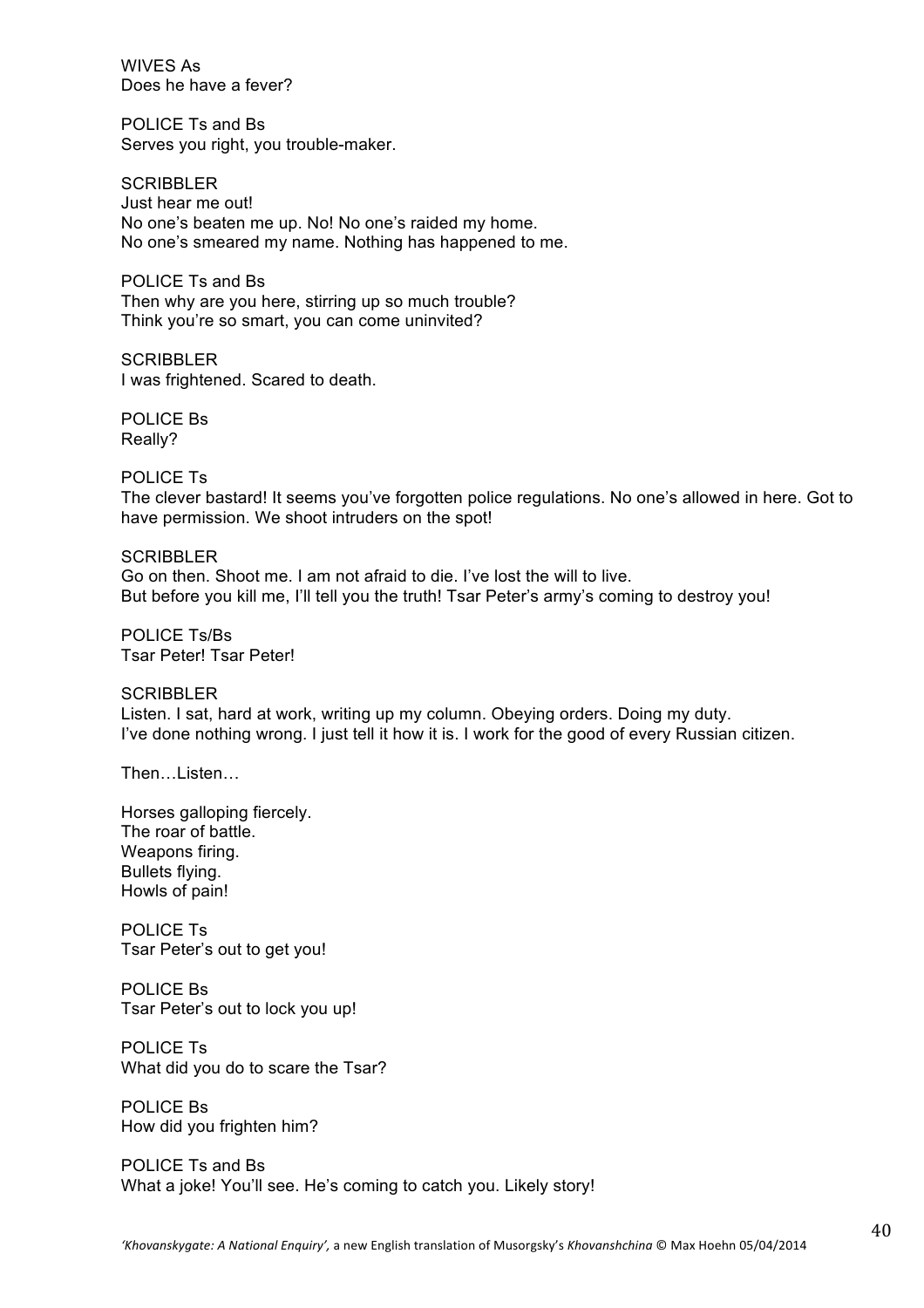WIVES As
Does he have a fever?

POLICE Ts and Bs
Serves you right, you trouble-maker.

SCRIBBLER
Just hear me out!
No one's beaten me up. No! No one's raided my home.
No one's smeared my name. Nothing has happened to me.

POLICE Ts and Bs
Then why are you here, stirring up so much trouble?
Think you're so smart, you can come uninvited?

SCRIBBLER
I was frightened. Scared to death.

POLICE Bs
Really?

POLICE Ts
The clever bastard! It seems you've forgotten police regulations. No one's allowed in here. Got to have permission. We shoot intruders on the spot!

SCRIBBLER
Go on then. Shoot me. I am not afraid to die. I've lost the will to live.
But before you kill me, I'll tell you the truth! Tsar Peter's army's coming to destroy you!

POLICE Ts/Bs
Tsar Peter! Tsar Peter!

SCRIBBLER
Listen. I sat, hard at work, writing up my column. Obeying orders. Doing my duty.
I've done nothing wrong. I just tell it how it is. I work for the good of every Russian citizen.

Then…Listen…

Horses galloping fiercely.
The roar of battle.
Weapons firing.
Bullets flying.
Howls of pain!

POLICE Ts
Tsar Peter's out to get you!

POLICE Bs
Tsar Peter's out to lock you up!

POLICE Ts
What did you do to scare the Tsar?

POLICE Bs
How did you frighten him?

POLICE Ts and Bs
What a joke! You'll see. He's coming to catch you. Likely story!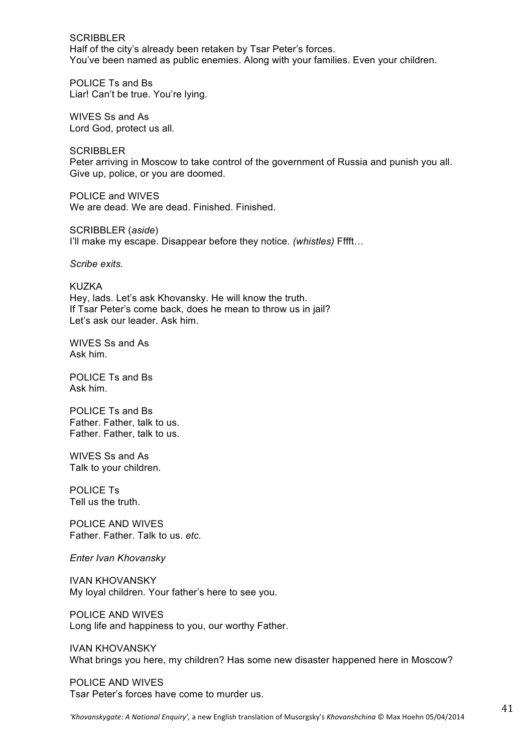SCRIBBLER
Half of the city's already been retaken by Tsar Peter's forces.
You've been named as public enemies. Along with your families. Even your children.

POLICE Ts and Bs
Liar! Can't be true. You're lying.

WIVES Ss and As
Lord God, protect us all.

SCRIBBLER
Peter arriving in Moscow to take control of the government of Russia and punish you all.
Give up, police, or you are doomed.

POLICE and WIVES
We are dead. We are dead. Finished. Finished.

SCRIBBLER (*aside*)
I'll make my escape. Disappear before they notice. *(whistles)* Fffft…

*Scribe exits.*

KUZKA
Hey, lads. Let's ask Khovansky. He will know the truth.
If Tsar Peter's come back, does he mean to throw us in jail?
Let's ask our leader. Ask him.

WIVES Ss and As
Ask him.

POLICE Ts and Bs
Ask him.

POLICE Ts and Bs
Father. Father, talk to us.
Father. Father, talk to us.

WIVES Ss and As
Talk to your children.

POLICE Ts
Tell us the truth.

POLICE AND WIVES
Father. Father. Talk to us. *etc.*

*Enter Ivan Khovansky*

IVAN KHOVANSKY
My loyal children. Your father's here to see you.

POLICE AND WIVES
Long life and happiness to you, our worthy Father.

IVAN KHOVANSKY
What brings you here, my children? Has some new disaster happened here in Moscow?

POLICE AND WIVES
Tsar Peter's forces have come to murder us.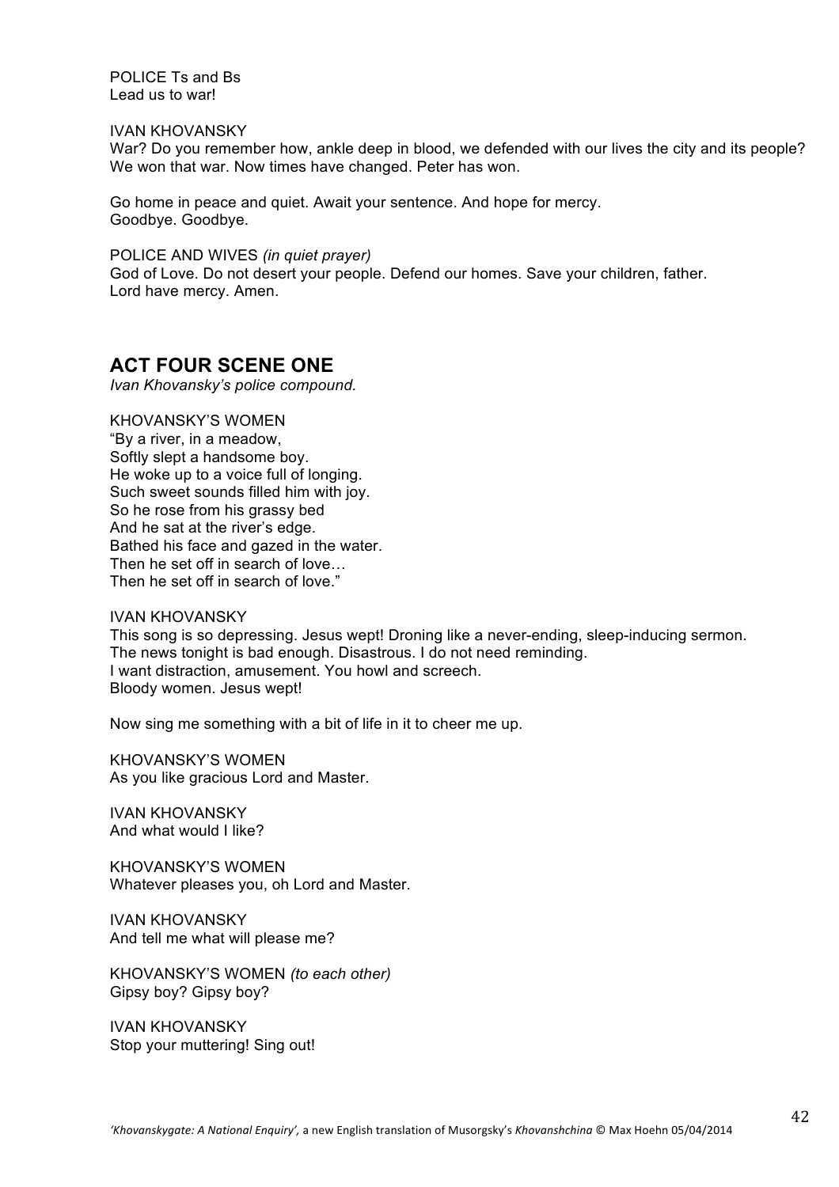POLICE Ts and Bs
Lead us to war!

IVAN KHOVANSKY
War? Do you remember how, ankle deep in blood, we defended with our lives the city and its people? We won that war. Now times have changed. Peter has won.

Go home in peace and quiet. Await your sentence. And hope for mercy.
Goodbye. Goodbye.

POLICE AND WIVES *(in quiet prayer)*
God of Love. Do not desert your people. Defend our homes. Save your children, father.
Lord have mercy. Amen.

## ACT FOUR SCENE ONE

*Ivan Khovansky's police compound.*

KHOVANSKY'S WOMEN
"By a river, in a meadow,
Softly slept a handsome boy.
He woke up to a voice full of longing.
Such sweet sounds filled him with joy.
So he rose from his grassy bed
And he sat at the river's edge.
Bathed his face and gazed in the water.
Then he set off in search of love…
Then he set off in search of love."

IVAN KHOVANSKY
This song is so depressing. Jesus wept! Droning like a never-ending, sleep-inducing sermon.
The news tonight is bad enough. Disastrous. I do not need reminding.
I want distraction, amusement. You howl and screech.
Bloody women. Jesus wept!

Now sing me something with a bit of life in it to cheer me up.

KHOVANSKY'S WOMEN
As you like gracious Lord and Master.

IVAN KHOVANSKY
And what would I like?

KHOVANSKY'S WOMEN
Whatever pleases you, oh Lord and Master.

IVAN KHOVANSKY
And tell me what will please me?

KHOVANSKY'S WOMEN *(to each other)*
Gipsy boy? Gipsy boy?

IVAN KHOVANSKY
Stop your muttering! Sing out!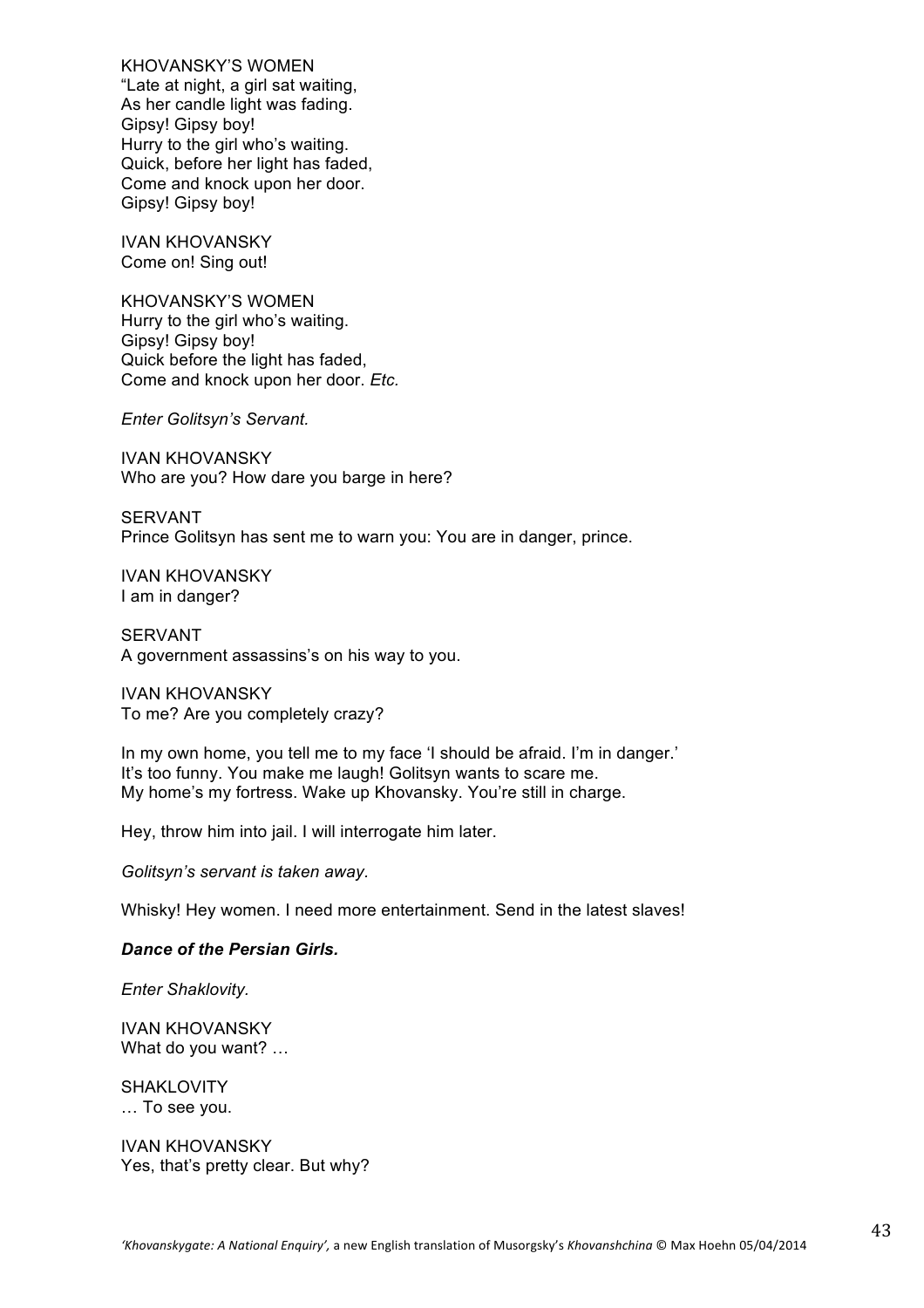KHOVANSKY'S WOMEN
"Late at night, a girl sat waiting,
As her candle light was fading.
Gipsy! Gipsy boy!
Hurry to the girl who's waiting.
Quick, before her light has faded,
Come and knock upon her door.
Gipsy! Gipsy boy!

IVAN KHOVANSKY
Come on! Sing out!

KHOVANSKY'S WOMEN
Hurry to the girl who's waiting.
Gipsy! Gipsy boy!
Quick before the light has faded,
Come and knock upon her door. *Etc.*

*Enter Golitsyn's Servant.*

IVAN KHOVANSKY
Who are you? How dare you barge in here?

SERVANT
Prince Golitsyn has sent me to warn you: You are in danger, prince.

IVAN KHOVANSKY
I am in danger?

SERVANT
A government assassins's on his way to you.

IVAN KHOVANSKY
To me? Are you completely crazy?

In my own home, you tell me to my face 'I should be afraid. I'm in danger.'
It's too funny. You make me laugh! Golitsyn wants to scare me.
My home's my fortress. Wake up Khovansky. You're still in charge.

Hey, throw him into jail. I will interrogate him later.

*Golitsyn's servant is taken away.*

Whisky! Hey women. I need more entertainment. Send in the latest slaves!

***Dance of the Persian Girls.***

*Enter Shaklovity.*

IVAN KHOVANSKY
What do you want? …

SHAKLOVITY
… To see you.

IVAN KHOVANSKY
Yes, that's pretty clear. But why?

*'Khovanskygate: A National Enquiry',* a new English translation of Musorgsky's *Khovanshchina* © Max Hoehn 05/04/2014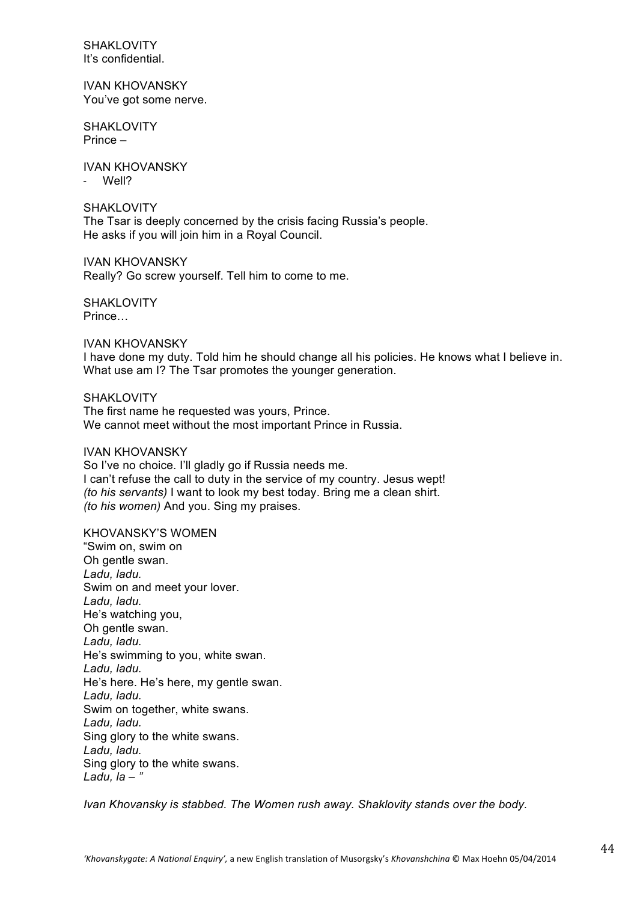SHAKLOVITY
It's confidential.

IVAN KHOVANSKY
You've got some nerve.

SHAKLOVITY
Prince –

IVAN KHOVANSKY
- Well?

SHAKLOVITY
The Tsar is deeply concerned by the crisis facing Russia's people.
He asks if you will join him in a Royal Council.

IVAN KHOVANSKY
Really? Go screw yourself. Tell him to come to me.

SHAKLOVITY
Prince…

IVAN KHOVANSKY
I have done my duty. Told him he should change all his policies. He knows what I believe in.
What use am I? The Tsar promotes the younger generation.

SHAKLOVITY
The first name he requested was yours, Prince.
We cannot meet without the most important Prince in Russia.

IVAN KHOVANSKY
So I've no choice. I'll gladly go if Russia needs me.
I can't refuse the call to duty in the service of my country. Jesus wept!
*(to his servants)* I want to look my best today. Bring me a clean shirt.
*(to his women)* And you. Sing my praises.

KHOVANSKY'S WOMEN
"Swim on, swim on
Oh gentle swan.
*Ladu, ladu.*
Swim on and meet your lover.
*Ladu, ladu.*
He's watching you,
Oh gentle swan.
*Ladu, ladu.*
He's swimming to you, white swan.
*Ladu, ladu.*
He's here. He's here, my gentle swan.
*Ladu, ladu.*
Swim on together, white swans.
*Ladu, ladu.*
Sing glory to the white swans.
*Ladu, ladu.*
Sing glory to the white swans.
*Ladu, la – "*

*Ivan Khovansky is stabbed. The Women rush away. Shaklovity stands over the body.*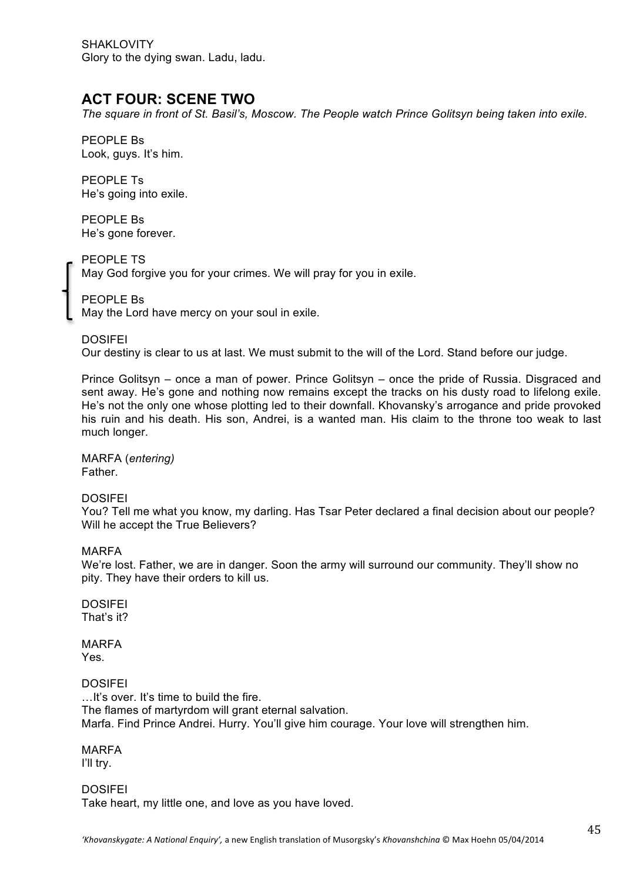SHAKLOVITY
Glory to the dying swan. Ladu, ladu.

## ACT FOUR: SCENE TWO

*The square in front of St. Basil's, Moscow. The People watch Prince Golitsyn being taken into exile.*

PEOPLE Bs
Look, guys. It's him.

PEOPLE Ts
He's going into exile.

PEOPLE Bs
He's gone forever.

PEOPLE TS
May God forgive you for your crimes. We will pray for you in exile.

PEOPLE Bs
May the Lord have mercy on your soul in exile.

DOSIFEI
Our destiny is clear to us at last. We must submit to the will of the Lord. Stand before our judge.

Prince Golitsyn – once a man of power. Prince Golitsyn – once the pride of Russia. Disgraced and sent away. He's gone and nothing now remains except the tracks on his dusty road to lifelong exile. He's not the only one whose plotting led to their downfall. Khovansky's arrogance and pride provoked his ruin and his death. His son, Andrei, is a wanted man. His claim to the throne too weak to last much longer.

MARFA (*entering)*
Father.

DOSIFEI
You? Tell me what you know, my darling. Has Tsar Peter declared a final decision about our people? Will he accept the True Believers?

MARFA
We're lost. Father, we are in danger. Soon the army will surround our community. They'll show no pity. They have their orders to kill us.

DOSIFEI
That's it?

MARFA
Yes.

DOSIFEI
…It's over. It's time to build the fire.
The flames of martyrdom will grant eternal salvation.
Marfa. Find Prince Andrei. Hurry. You'll give him courage. Your love will strengthen him.

MARFA
I'll try.

DOSIFEI
Take heart, my little one, and love as you have loved.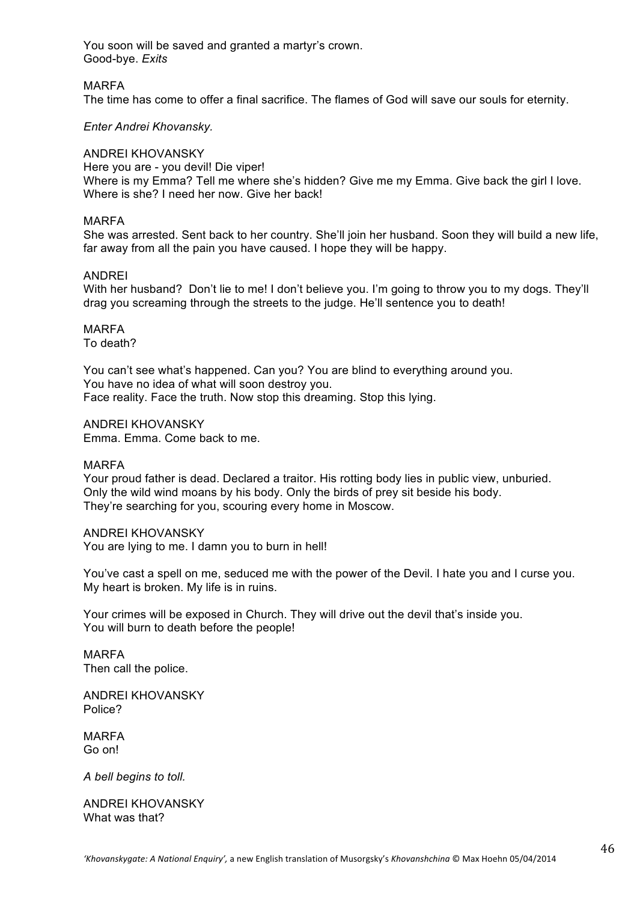You soon will be saved and granted a martyr's crown.
Good-bye. *Exits*

MARFA
The time has come to offer a final sacrifice. The flames of God will save our souls for eternity.

*Enter Andrei Khovansky.*

ANDREI KHOVANSKY
Here you are - you devil! Die viper!
Where is my Emma? Tell me where she's hidden? Give me my Emma. Give back the girl I love.
Where is she? I need her now. Give her back!

MARFA
She was arrested. Sent back to her country. She'll join her husband. Soon they will build a new life, far away from all the pain you have caused. I hope they will be happy.

ANDREI
With her husband? Don't lie to me! I don't believe you. I'm going to throw you to my dogs. They'll drag you screaming through the streets to the judge. He'll sentence you to death!

MARFA
To death?

You can't see what's happened. Can you? You are blind to everything around you.
You have no idea of what will soon destroy you.
Face reality. Face the truth. Now stop this dreaming. Stop this lying.

ANDREI KHOVANSKY
Emma. Emma. Come back to me.

MARFA
Your proud father is dead. Declared a traitor. His rotting body lies in public view, unburied.
Only the wild wind moans by his body. Only the birds of prey sit beside his body.
They're searching for you, scouring every home in Moscow.

ANDREI KHOVANSKY
You are lying to me. I damn you to burn in hell!

You've cast a spell on me, seduced me with the power of the Devil. I hate you and I curse you.
My heart is broken. My life is in ruins.

Your crimes will be exposed in Church. They will drive out the devil that's inside you.
You will burn to death before the people!

MARFA
Then call the police.

ANDREI KHOVANSKY
Police?

MARFA
Go on!

*A bell begins to toll.*

ANDREI KHOVANSKY
What was that?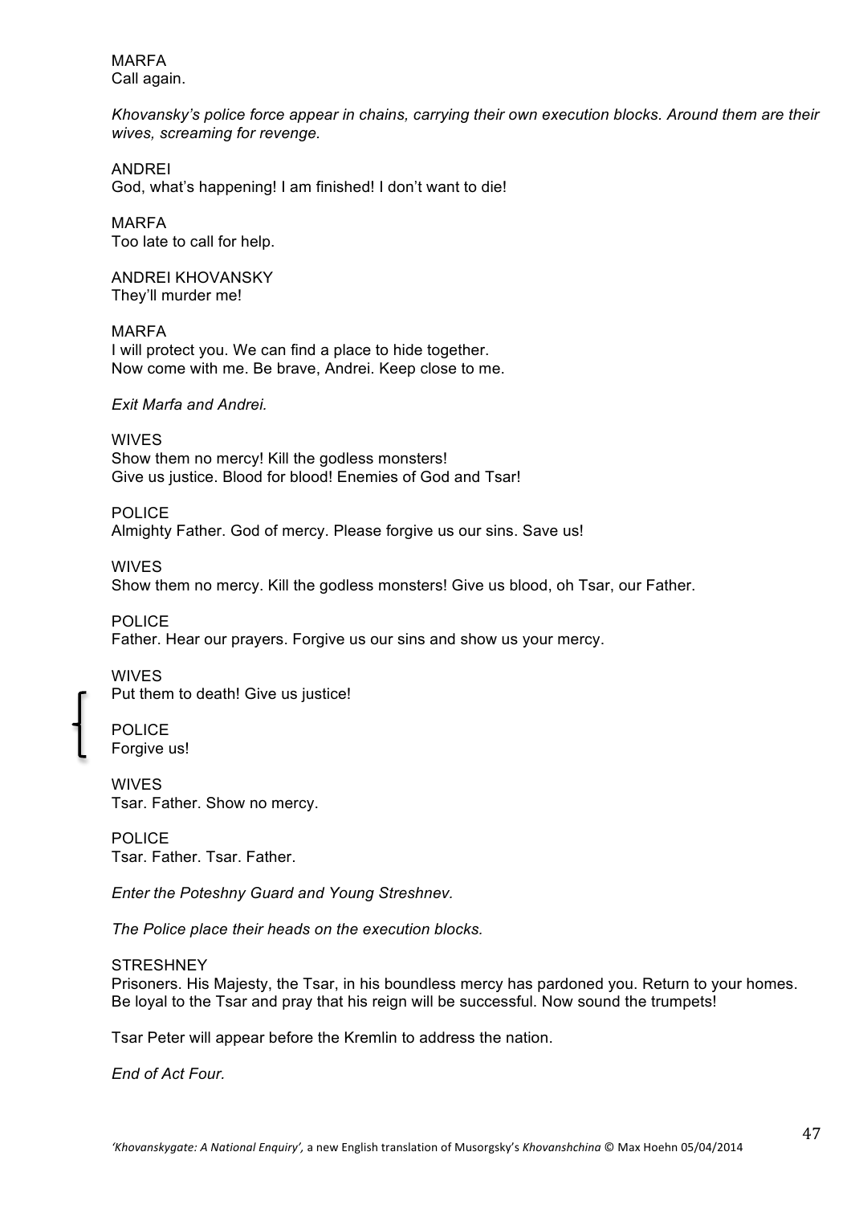MARFA
Call again.

*Khovansky's police force appear in chains, carrying their own execution blocks. Around them are their wives, screaming for revenge.*

ANDREI
God, what's happening! I am finished! I don't want to die!

MARFA
Too late to call for help.

ANDREI KHOVANSKY
They'll murder me!

MARFA
I will protect you. We can find a place to hide together.
Now come with me. Be brave, Andrei. Keep close to me.

*Exit Marfa and Andrei.*

WIVES
Show them no mercy! Kill the godless monsters!
Give us justice. Blood for blood! Enemies of God and Tsar!

POLICE
Almighty Father. God of mercy. Please forgive us our sins. Save us!

WIVES
Show them no mercy. Kill the godless monsters! Give us blood, oh Tsar, our Father.

POLICE
Father. Hear our prayers. Forgive us our sins and show us your mercy.

WIVES
Put them to death! Give us justice!

POLICE
Forgive us!

WIVES
Tsar. Father. Show no mercy.

POLICE
Tsar. Father. Tsar. Father.

*Enter the Poteshny Guard and Young Streshnev.*

*The Police place their heads on the execution blocks.*

STRESHNEY
Prisoners. His Majesty, the Tsar, in his boundless mercy has pardoned you. Return to your homes.
Be loyal to the Tsar and pray that his reign will be successful. Now sound the trumpets!

Tsar Peter will appear before the Kremlin to address the nation.

*End of Act Four.*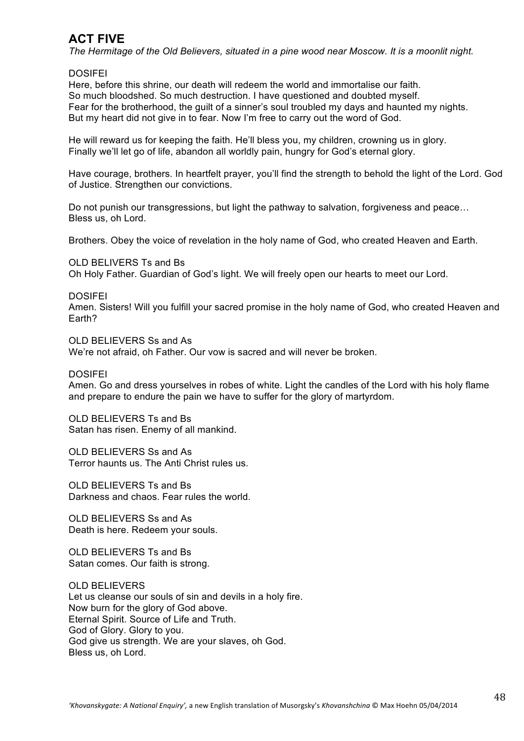## ACT FIVE

*The Hermitage of the Old Believers, situated in a pine wood near Moscow. It is a moonlit night.*

DOSIFEI
Here, before this shrine, our death will redeem the world and immortalise our faith.
So much bloodshed. So much destruction. I have questioned and doubted myself.
Fear for the brotherhood, the guilt of a sinner's soul troubled my days and haunted my nights.
But my heart did not give in to fear. Now I'm free to carry out the word of God.

He will reward us for keeping the faith. He'll bless you, my children, crowning us in glory.
Finally we'll let go of life, abandon all worldly pain, hungry for God's eternal glory.

Have courage, brothers. In heartfelt prayer, you'll find the strength to behold the light of the Lord. God of Justice. Strengthen our convictions.

Do not punish our transgressions, but light the pathway to salvation, forgiveness and peace…
Bless us, oh Lord.

Brothers. Obey the voice of revelation in the holy name of God, who created Heaven and Earth.

OLD BELIVERS Ts and Bs
Oh Holy Father. Guardian of God's light. We will freely open our hearts to meet our Lord.

DOSIFEI
Amen. Sisters! Will you fulfill your sacred promise in the holy name of God, who created Heaven and Earth?

OLD BELIEVERS Ss and As
We're not afraid, oh Father. Our vow is sacred and will never be broken.

DOSIFEI
Amen. Go and dress yourselves in robes of white. Light the candles of the Lord with his holy flame and prepare to endure the pain we have to suffer for the glory of martyrdom.

OLD BELIEVERS Ts and Bs
Satan has risen. Enemy of all mankind.

OLD BELIEVERS Ss and As
Terror haunts us. The Anti Christ rules us.

OLD BELIEVERS Ts and Bs
Darkness and chaos. Fear rules the world.

OLD BELIEVERS Ss and As
Death is here. Redeem your souls.

OLD BELIEVERS Ts and Bs
Satan comes. Our faith is strong.

OLD BELIEVERS
Let us cleanse our souls of sin and devils in a holy fire.
Now burn for the glory of God above.
Eternal Spirit. Source of Life and Truth.
God of Glory. Glory to you.
God give us strength. We are your slaves, oh God.
Bless us, oh Lord.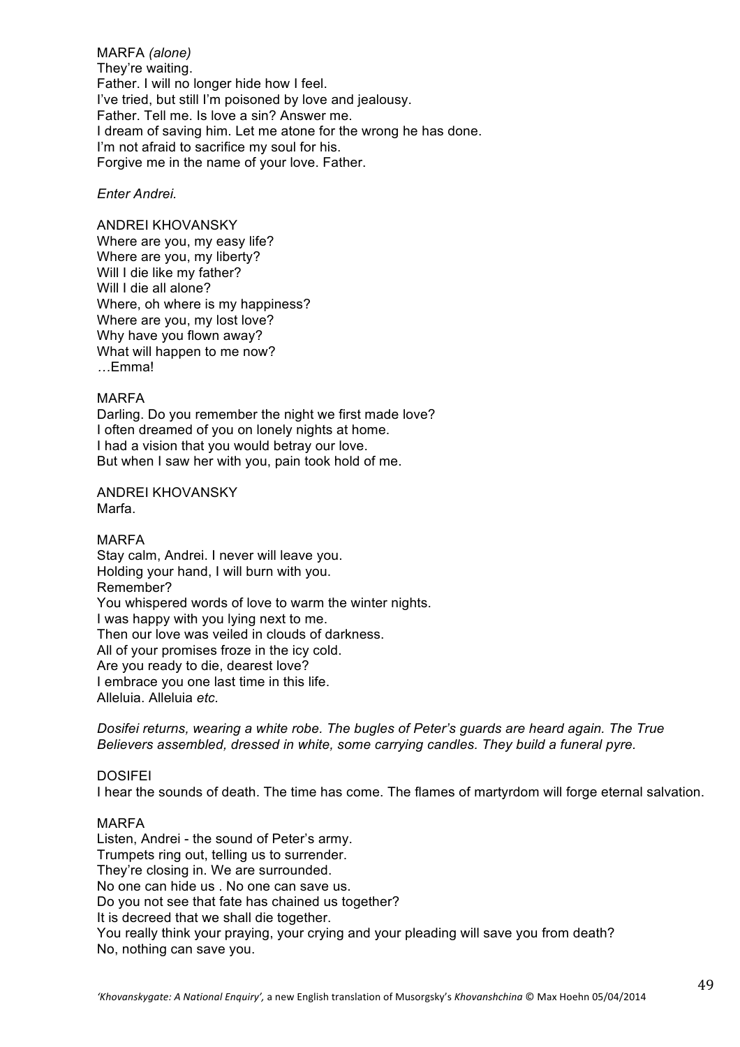MARFA *(alone)*
They're waiting.
Father. I will no longer hide how I feel.
I've tried, but still I'm poisoned by love and jealousy.
Father. Tell me. Is love a sin? Answer me.
I dream of saving him. Let me atone for the wrong he has done.
I'm not afraid to sacrifice my soul for his.
Forgive me in the name of your love. Father.

*Enter Andrei.*

ANDREI KHOVANSKY
Where are you, my easy life?
Where are you, my liberty?
Will I die like my father?
Will I die all alone?
Where, oh where is my happiness?
Where are you, my lost love?
Why have you flown away?
What will happen to me now?
…Emma!

MARFA
Darling. Do you remember the night we first made love?
I often dreamed of you on lonely nights at home.
I had a vision that you would betray our love.
But when I saw her with you, pain took hold of me.

ANDREI KHOVANSKY
Marfa.

MARFA
Stay calm, Andrei. I never will leave you.
Holding your hand, I will burn with you.
Remember?
You whispered words of love to warm the winter nights.
I was happy with you lying next to me.
Then our love was veiled in clouds of darkness.
All of your promises froze in the icy cold.
Are you ready to die, dearest love?
I embrace you one last time in this life.
Alleluia. Alleluia *etc.*

*Dosifei returns, wearing a white robe. The bugles of Peter's guards are heard again. The True Believers assembled, dressed in white, some carrying candles. They build a funeral pyre.*

DOSIFEI
I hear the sounds of death. The time has come. The flames of martyrdom will forge eternal salvation.

MARFA
Listen, Andrei - the sound of Peter's army.
Trumpets ring out, telling us to surrender.
They're closing in. We are surrounded.
No one can hide us . No one can save us.
Do you not see that fate has chained us together?
It is decreed that we shall die together.
You really think your praying, your crying and your pleading will save you from death?
No, nothing can save you.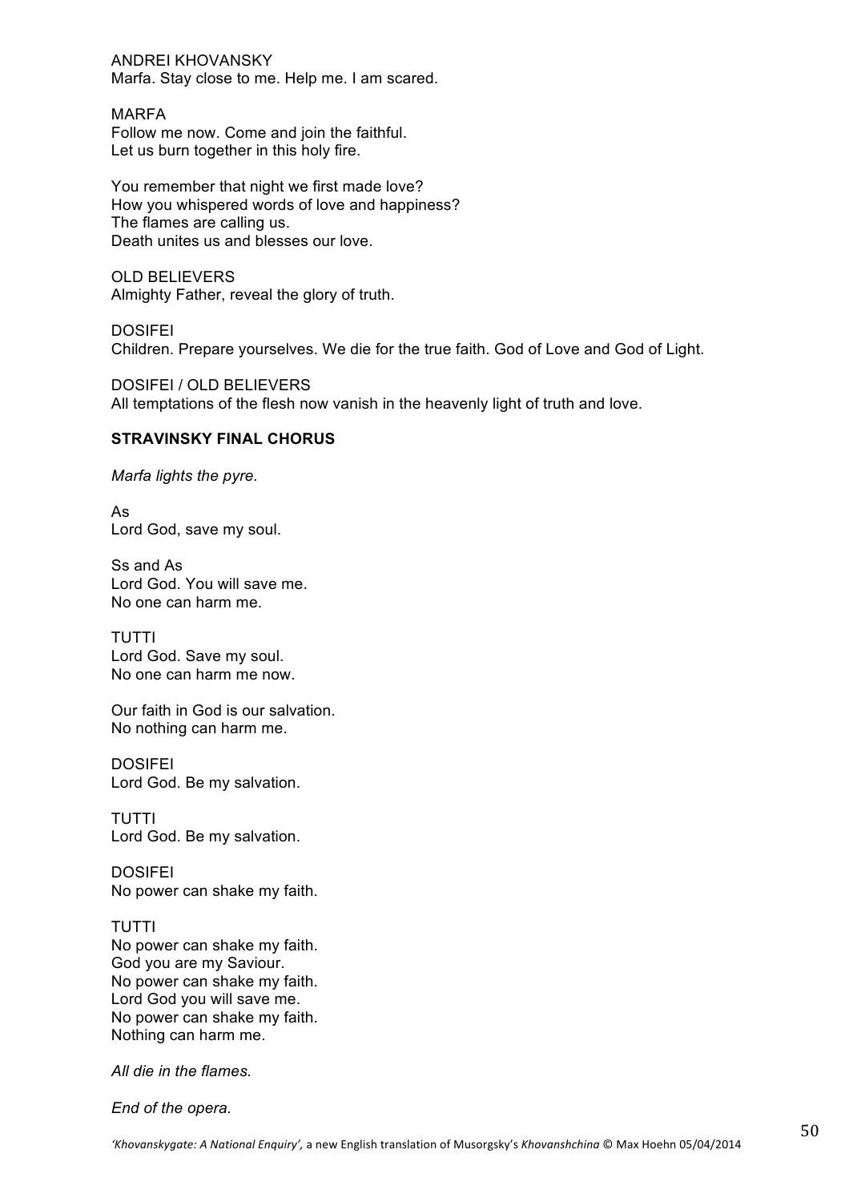ANDREI KHOVANSKY
Marfa. Stay close to me. Help me. I am scared.

MARFA
Follow me now. Come and join the faithful.
Let us burn together in this holy fire.

You remember that night we first made love?
How you whispered words of love and happiness?
The flames are calling us.
Death unites us and blesses our love.

OLD BELIEVERS
Almighty Father, reveal the glory of truth.

DOSIFEI
Children. Prepare yourselves. We die for the true faith. God of Love and God of Light.

DOSIFEI / OLD BELIEVERS
All temptations of the flesh now vanish in the heavenly light of truth and love.

**STRAVINSKY FINAL CHORUS**

*Marfa lights the pyre.*

As
Lord God, save my soul.

Ss and As
Lord God. You will save me.
No one can harm me.

TUTTI
Lord God. Save my soul.
No one can harm me now.

Our faith in God is our salvation.
No nothing can harm me.

DOSIFEI
Lord God. Be my salvation.

TUTTI
Lord God. Be my salvation.

DOSIFEI
No power can shake my faith.

TUTTI
No power can shake my faith.
God you are my Saviour.
No power can shake my faith.
Lord God you will save me.
No power can shake my faith.
Nothing can harm me.

*All die in the flames.*

*End of the opera.*